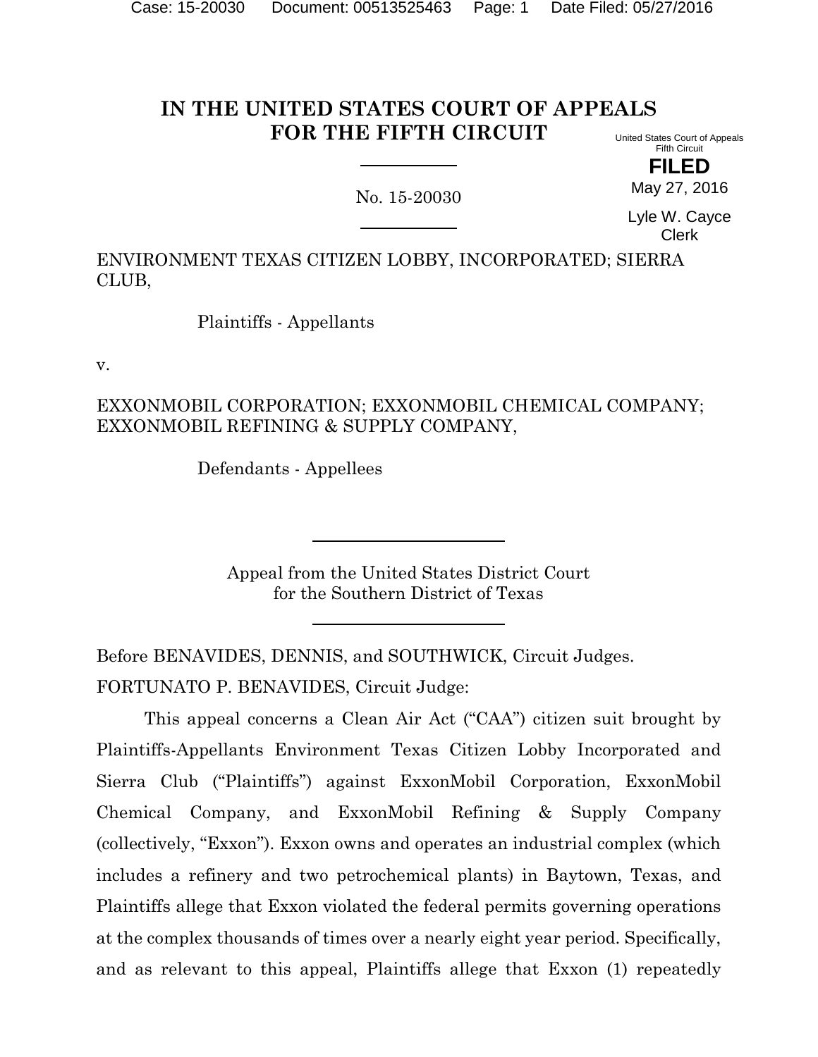# IN THE UNITED STATES COURT OF APPEALS FOR THE FIFTH CIRCUIT

United States Court of Appeals
Fifth Circuit

**FILED**

May 27, 2016

Lyle W. Cayce
Clerk

No. 15-20030

ENVIRONMENT TEXAS CITIZEN LOBBY, INCORPORATED; SIERRA CLUB,

Plaintiffs - Appellants

v.

EXXONMOBIL CORPORATION; EXXONMOBIL CHEMICAL COMPANY; EXXONMOBIL REFINING & SUPPLY COMPANY,

Defendants - Appellees

Appeal from the United States District Court
for the Southern District of Texas

Before BENAVIDES, DENNIS, and SOUTHWICK, Circuit Judges.

FORTUNATO P. BENAVIDES, Circuit Judge:

This appeal concerns a Clean Air Act ("CAA") citizen suit brought by Plaintiffs-Appellants Environment Texas Citizen Lobby Incorporated and Sierra Club ("Plaintiffs") against ExxonMobil Corporation, ExxonMobil Chemical Company, and ExxonMobil Refining & Supply Company (collectively, "Exxon"). Exxon owns and operates an industrial complex (which includes a refinery and two petrochemical plants) in Baytown, Texas, and Plaintiffs allege that Exxon violated the federal permits governing operations at the complex thousands of times over a nearly eight year period. Specifically, and as relevant to this appeal, Plaintiffs allege that Exxon (1) repeatedly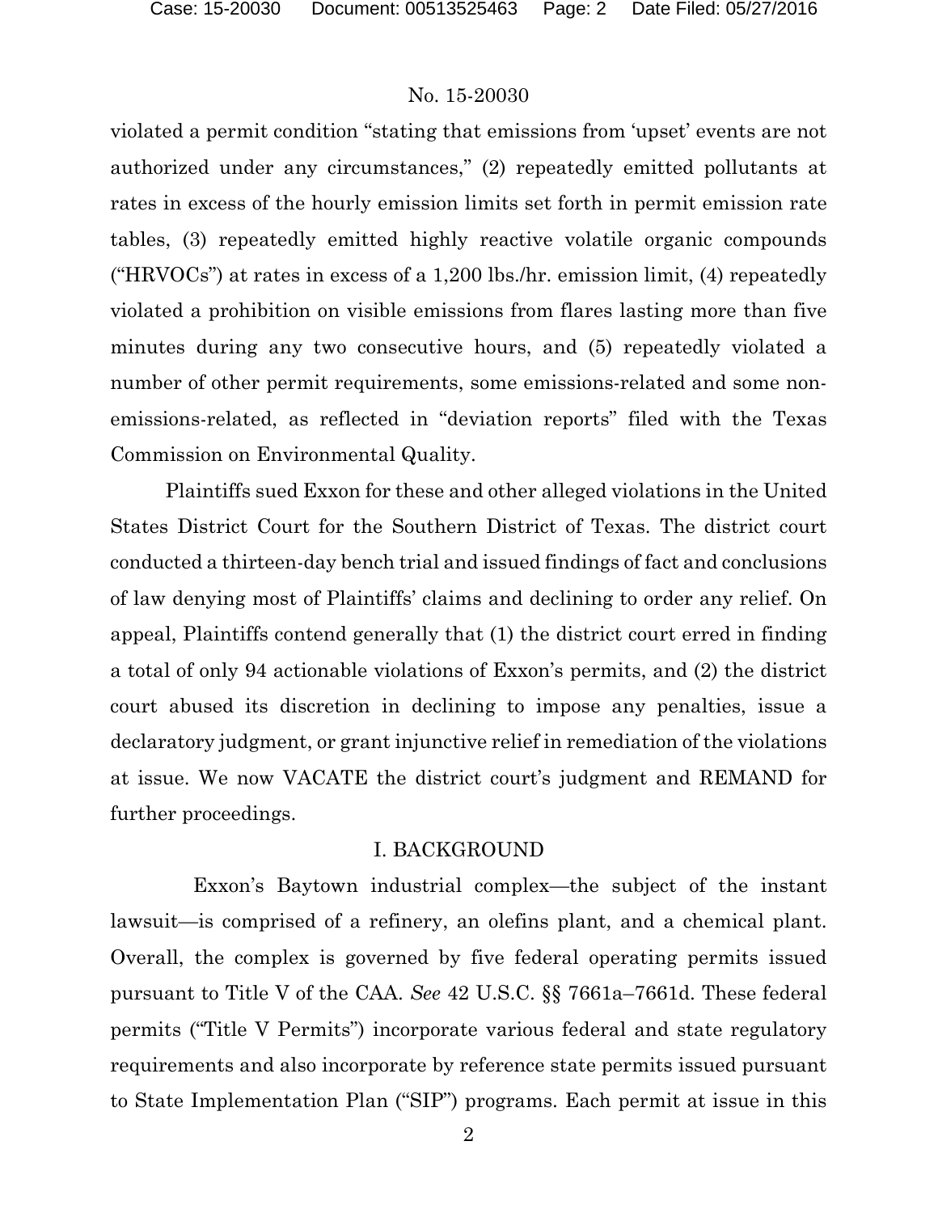violated a permit condition "stating that emissions from 'upset' events are not authorized under any circumstances," (2) repeatedly emitted pollutants at rates in excess of the hourly emission limits set forth in permit emission rate tables, (3) repeatedly emitted highly reactive volatile organic compounds ("HRVOCs") at rates in excess of a 1,200 lbs./hr. emission limit, (4) repeatedly violated a prohibition on visible emissions from flares lasting more than five minutes during any two consecutive hours, and (5) repeatedly violated a number of other permit requirements, some emissions-related and some non-emissions-related, as reflected in "deviation reports" filed with the Texas Commission on Environmental Quality.

Plaintiffs sued Exxon for these and other alleged violations in the United States District Court for the Southern District of Texas. The district court conducted a thirteen-day bench trial and issued findings of fact and conclusions of law denying most of Plaintiffs' claims and declining to order any relief. On appeal, Plaintiffs contend generally that (1) the district court erred in finding a total of only 94 actionable violations of Exxon's permits, and (2) the district court abused its discretion in declining to impose any penalties, issue a declaratory judgment, or grant injunctive relief in remediation of the violations at issue. We now VACATE the district court's judgment and REMAND for further proceedings.

## I. BACKGROUND

Exxon's Baytown industrial complex—the subject of the instant lawsuit—is comprised of a refinery, an olefins plant, and a chemical plant. Overall, the complex is governed by five federal operating permits issued pursuant to Title V of the CAA. *See* 42 U.S.C. §§ 7661a–7661d. These federal permits ("Title V Permits") incorporate various federal and state regulatory requirements and also incorporate by reference state permits issued pursuant to State Implementation Plan ("SIP") programs. Each permit at issue in this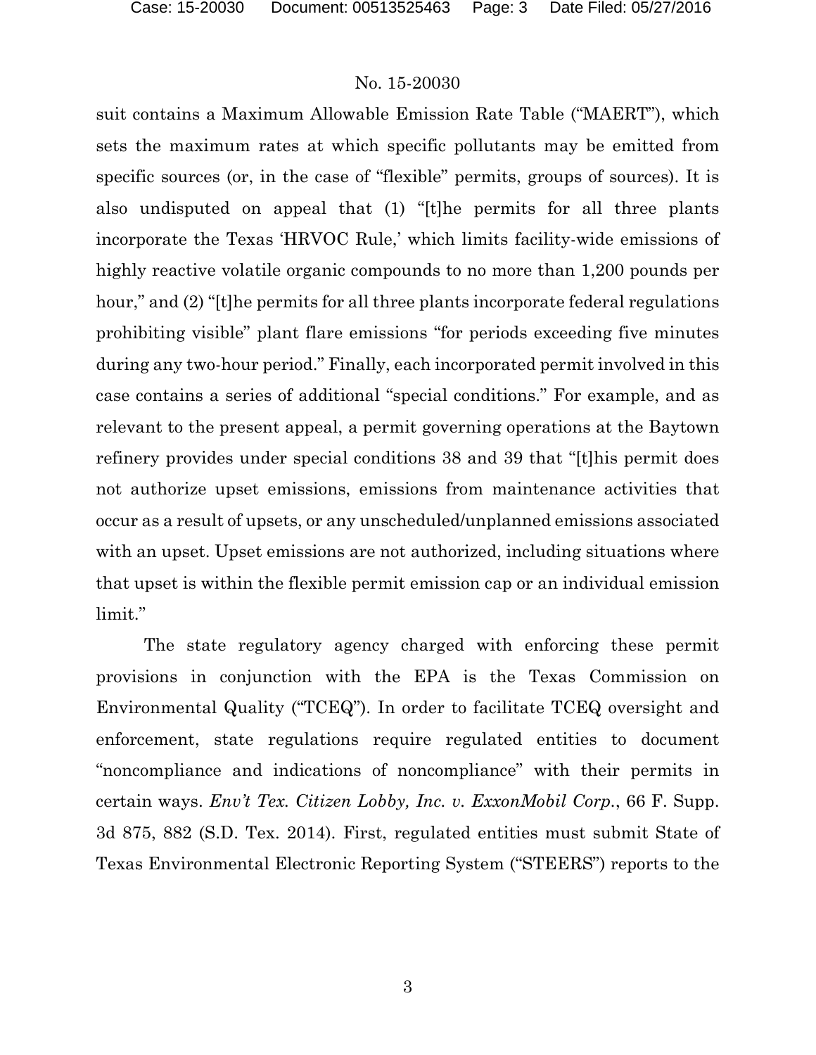suit contains a Maximum Allowable Emission Rate Table ("MAERT"), which sets the maximum rates at which specific pollutants may be emitted from specific sources (or, in the case of "flexible" permits, groups of sources). It is also undisputed on appeal that (1) "[t]he permits for all three plants incorporate the Texas 'HRVOC Rule,' which limits facility-wide emissions of highly reactive volatile organic compounds to no more than 1,200 pounds per hour," and (2) "[t]he permits for all three plants incorporate federal regulations prohibiting visible" plant flare emissions "for periods exceeding five minutes during any two-hour period." Finally, each incorporated permit involved in this case contains a series of additional "special conditions." For example, and as relevant to the present appeal, a permit governing operations at the Baytown refinery provides under special conditions 38 and 39 that "[t]his permit does not authorize upset emissions, emissions from maintenance activities that occur as a result of upsets, or any unscheduled/unplanned emissions associated with an upset. Upset emissions are not authorized, including situations where that upset is within the flexible permit emission cap or an individual emission limit."

The state regulatory agency charged with enforcing these permit provisions in conjunction with the EPA is the Texas Commission on Environmental Quality ("TCEQ"). In order to facilitate TCEQ oversight and enforcement, state regulations require regulated entities to document "noncompliance and indications of noncompliance" with their permits in certain ways. *Env't Tex. Citizen Lobby, Inc. v. ExxonMobil Corp.*, 66 F. Supp. 3d 875, 882 (S.D. Tex. 2014). First, regulated entities must submit State of Texas Environmental Electronic Reporting System ("STEERS") reports to the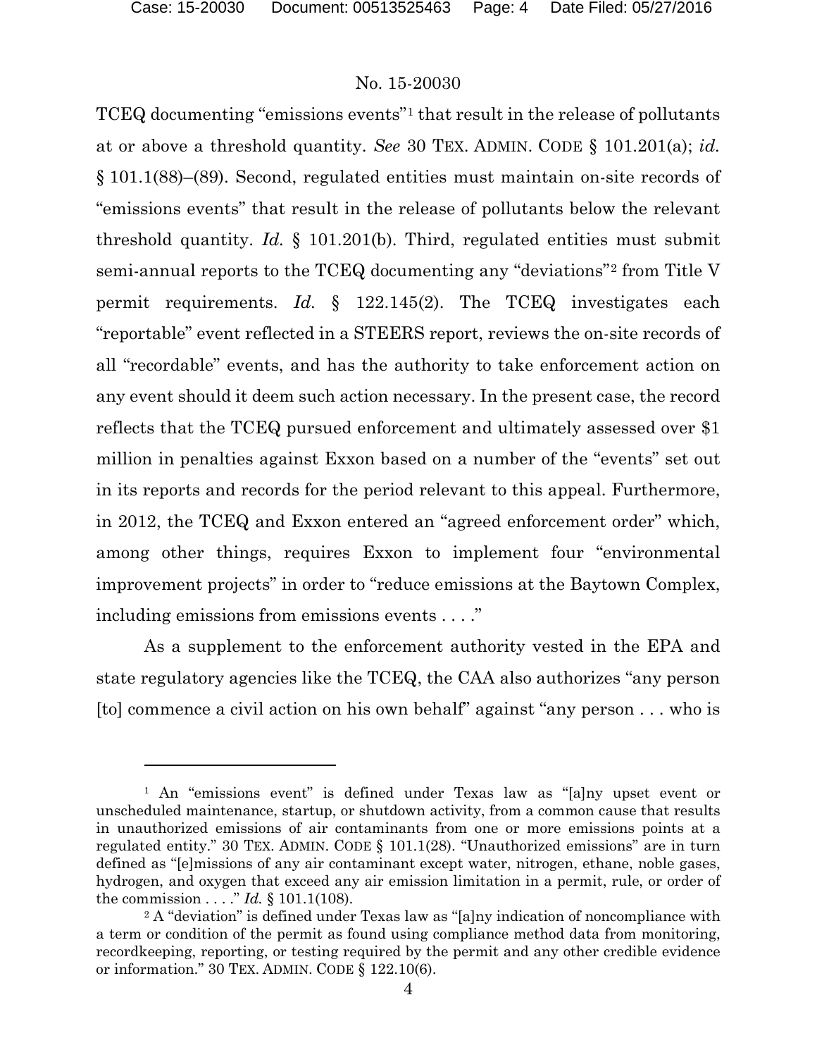TCEQ documenting "emissions events"[1] that result in the release of pollutants at or above a threshold quantity. *See* 30 TEX. ADMIN. CODE § 101.201(a); *id.* § 101.1(88)–(89). Second, regulated entities must maintain on-site records of "emissions events" that result in the release of pollutants below the relevant threshold quantity. *Id.* § 101.201(b). Third, regulated entities must submit semi-annual reports to the TCEQ documenting any "deviations"[2] from Title V permit requirements. *Id.* § 122.145(2). The TCEQ investigates each "reportable" event reflected in a STEERS report, reviews the on-site records of all "recordable" events, and has the authority to take enforcement action on any event should it deem such action necessary. In the present case, the record reflects that the TCEQ pursued enforcement and ultimately assessed over $1 million in penalties against Exxon based on a number of the "events" set out in its reports and records for the period relevant to this appeal. Furthermore, in 2012, the TCEQ and Exxon entered an "agreed enforcement order" which, among other things, requires Exxon to implement four "environmental improvement projects" in order to "reduce emissions at the Baytown Complex, including emissions from emissions events . . . ."

As a supplement to the enforcement authority vested in the EPA and state regulatory agencies like the TCEQ, the CAA also authorizes "any person [to] commence a civil action on his own behalf" against "any person . . . who is

---

[1] An "emissions event" is defined under Texas law as "[a]ny upset event or unscheduled maintenance, startup, or shutdown activity, from a common cause that results in unauthorized emissions of air contaminants from one or more emissions points at a regulated entity." 30 TEX. ADMIN. CODE § 101.1(28). "Unauthorized emissions" are in turn defined as "[e]missions of any air contaminant except water, nitrogen, ethane, noble gases, hydrogen, and oxygen that exceed any air emission limitation in a permit, rule, or order of the commission . . . ." *Id.* § 101.1(108).

[2] A "deviation" is defined under Texas law as "[a]ny indication of noncompliance with a term or condition of the permit as found using compliance method data from monitoring, recordkeeping, reporting, or testing required by the permit and any other credible evidence or information." 30 TEX. ADMIN. CODE § 122.10(6).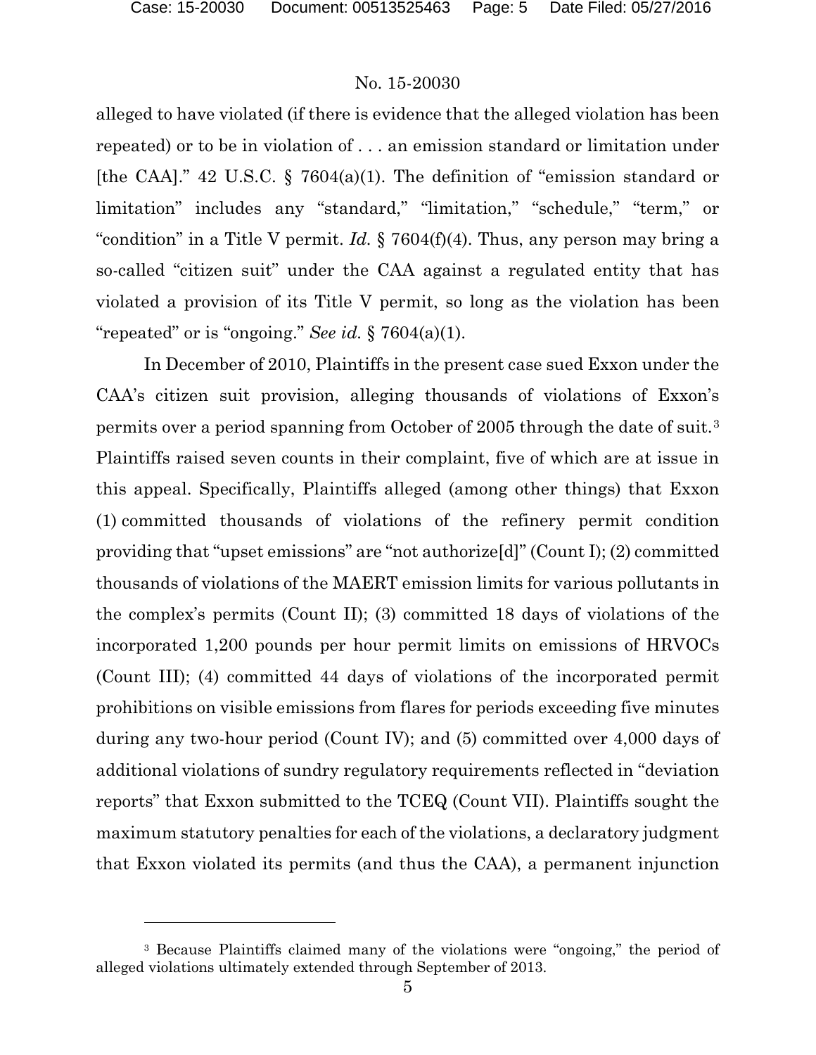alleged to have violated (if there is evidence that the alleged violation has been repeated) or to be in violation of . . . an emission standard or limitation under [the CAA]." 42 U.S.C. § 7604(a)(1). The definition of "emission standard or limitation" includes any "standard," "limitation," "schedule," "term," or "condition" in a Title V permit. *Id.* § 7604(f)(4). Thus, any person may bring a so-called "citizen suit" under the CAA against a regulated entity that has violated a provision of its Title V permit, so long as the violation has been "repeated" or is "ongoing." *See id.* § 7604(a)(1).

In December of 2010, Plaintiffs in the present case sued Exxon under the CAA's citizen suit provision, alleging thousands of violations of Exxon's permits over a period spanning from October of 2005 through the date of suit.[3] Plaintiffs raised seven counts in their complaint, five of which are at issue in this appeal. Specifically, Plaintiffs alleged (among other things) that Exxon (1) committed thousands of violations of the refinery permit condition providing that "upset emissions" are "not authorize[d]" (Count I); (2) committed thousands of violations of the MAERT emission limits for various pollutants in the complex's permits (Count II); (3) committed 18 days of violations of the incorporated 1,200 pounds per hour permit limits on emissions of HRVOCs (Count III); (4) committed 44 days of violations of the incorporated permit prohibitions on visible emissions from flares for periods exceeding five minutes during any two-hour period (Count IV); and (5) committed over 4,000 days of additional violations of sundry regulatory requirements reflected in "deviation reports" that Exxon submitted to the TCEQ (Count VII). Plaintiffs sought the maximum statutory penalties for each of the violations, a declaratory judgment that Exxon violated its permits (and thus the CAA), a permanent injunction

[3] Because Plaintiffs claimed many of the violations were "ongoing," the period of alleged violations ultimately extended through September of 2013.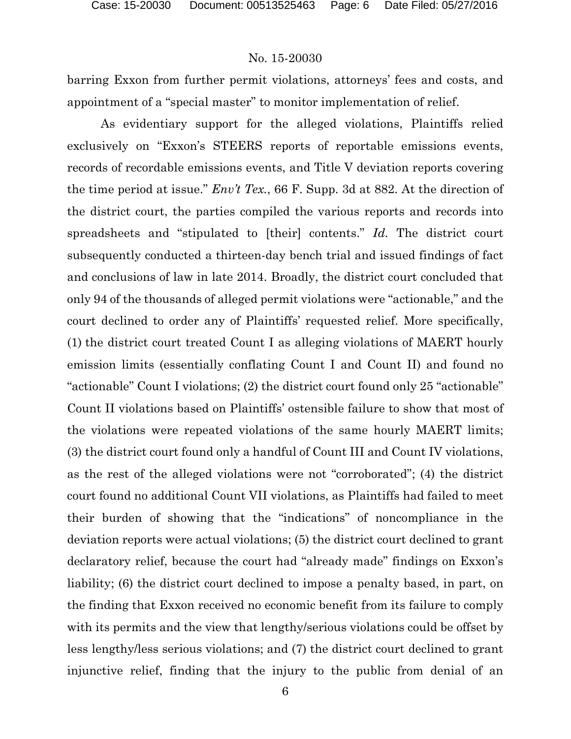barring Exxon from further permit violations, attorneys' fees and costs, and appointment of a "special master" to monitor implementation of relief.

As evidentiary support for the alleged violations, Plaintiffs relied exclusively on "Exxon's STEERS reports of reportable emissions events, records of recordable emissions events, and Title V deviation reports covering the time period at issue." *Env't Tex.*, 66 F. Supp. 3d at 882. At the direction of the district court, the parties compiled the various reports and records into spreadsheets and "stipulated to [their] contents." *Id.* The district court subsequently conducted a thirteen-day bench trial and issued findings of fact and conclusions of law in late 2014. Broadly, the district court concluded that only 94 of the thousands of alleged permit violations were "actionable," and the court declined to order any of Plaintiffs' requested relief. More specifically, (1) the district court treated Count I as alleging violations of MAERT hourly emission limits (essentially conflating Count I and Count II) and found no "actionable" Count I violations; (2) the district court found only 25 "actionable" Count II violations based on Plaintiffs' ostensible failure to show that most of the violations were repeated violations of the same hourly MAERT limits; (3) the district court found only a handful of Count III and Count IV violations, as the rest of the alleged violations were not "corroborated"; (4) the district court found no additional Count VII violations, as Plaintiffs had failed to meet their burden of showing that the "indications" of noncompliance in the deviation reports were actual violations; (5) the district court declined to grant declaratory relief, because the court had "already made" findings on Exxon's liability; (6) the district court declined to impose a penalty based, in part, on the finding that Exxon received no economic benefit from its failure to comply with its permits and the view that lengthy/serious violations could be offset by less lengthy/less serious violations; and (7) the district court declined to grant injunctive relief, finding that the injury to the public from denial of an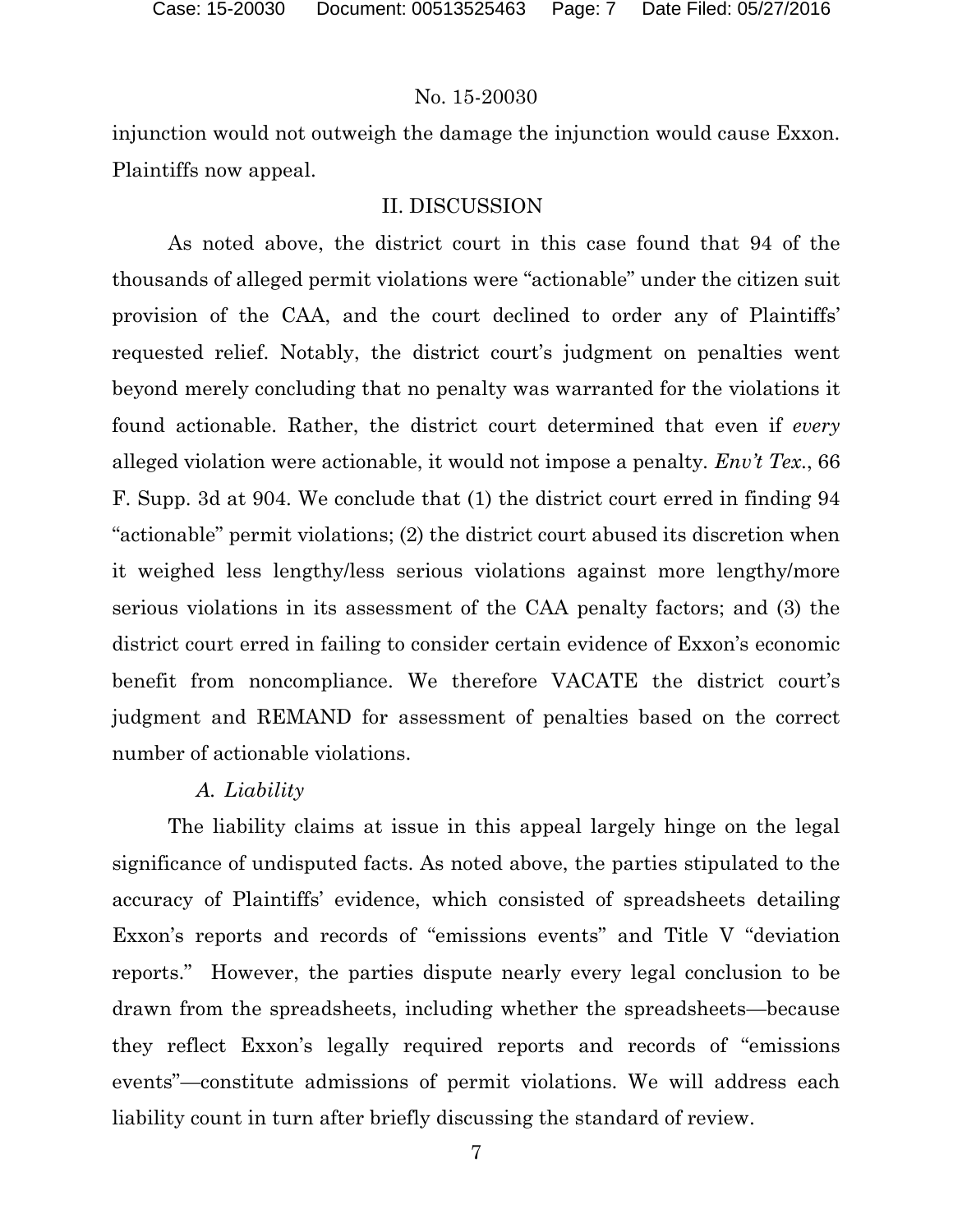injunction would not outweigh the damage the injunction would cause Exxon. Plaintiffs now appeal.

## II. DISCUSSION

As noted above, the district court in this case found that 94 of the thousands of alleged permit violations were "actionable" under the citizen suit provision of the CAA, and the court declined to order any of Plaintiffs' requested relief. Notably, the district court's judgment on penalties went beyond merely concluding that no penalty was warranted for the violations it found actionable. Rather, the district court determined that even if *every* alleged violation were actionable, it would not impose a penalty. *Env't Tex.*, 66 F. Supp. 3d at 904. We conclude that (1) the district court erred in finding 94 "actionable" permit violations; (2) the district court abused its discretion when it weighed less lengthy/less serious violations against more lengthy/more serious violations in its assessment of the CAA penalty factors; and (3) the district court erred in failing to consider certain evidence of Exxon's economic benefit from noncompliance. We therefore VACATE the district court's judgment and REMAND for assessment of penalties based on the correct number of actionable violations.

### *A. Liability*

The liability claims at issue in this appeal largely hinge on the legal significance of undisputed facts. As noted above, the parties stipulated to the accuracy of Plaintiffs' evidence, which consisted of spreadsheets detailing Exxon's reports and records of "emissions events" and Title V "deviation reports." However, the parties dispute nearly every legal conclusion to be drawn from the spreadsheets, including whether the spreadsheets—because they reflect Exxon's legally required reports and records of "emissions events"—constitute admissions of permit violations. We will address each liability count in turn after briefly discussing the standard of review.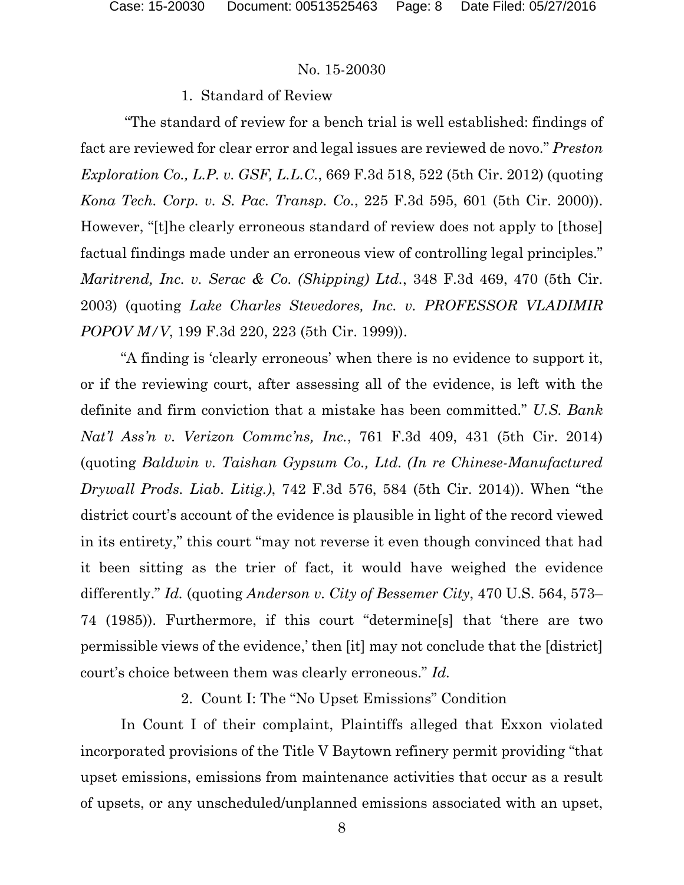1. Standard of Review

"The standard of review for a bench trial is well established: findings of fact are reviewed for clear error and legal issues are reviewed de novo." *Preston Exploration Co., L.P. v. GSF, L.L.C.*, 669 F.3d 518, 522 (5th Cir. 2012) (quoting *Kona Tech. Corp. v. S. Pac. Transp. Co.*, 225 F.3d 595, 601 (5th Cir. 2000)). However, "[t]he clearly erroneous standard of review does not apply to [those] factual findings made under an erroneous view of controlling legal principles." *Maritrend, Inc. v. Serac & Co. (Shipping) Ltd.*, 348 F.3d 469, 470 (5th Cir. 2003) (quoting *Lake Charles Stevedores, Inc. v. PROFESSOR VLADIMIR POPOV M/V*, 199 F.3d 220, 223 (5th Cir. 1999)).

"A finding is 'clearly erroneous' when there is no evidence to support it, or if the reviewing court, after assessing all of the evidence, is left with the definite and firm conviction that a mistake has been committed." *U.S. Bank Nat'l Ass'n v. Verizon Commc'ns, Inc.*, 761 F.3d 409, 431 (5th Cir. 2014) (quoting *Baldwin v. Taishan Gypsum Co., Ltd. (In re Chinese-Manufactured Drywall Prods. Liab. Litig.)*, 742 F.3d 576, 584 (5th Cir. 2014)). When "the district court's account of the evidence is plausible in light of the record viewed in its entirety," this court "may not reverse it even though convinced that had it been sitting as the trier of fact, it would have weighed the evidence differently." *Id.* (quoting *Anderson v. City of Bessemer City*, 470 U.S. 564, 573–74 (1985)). Furthermore, if this court "determine[s] that 'there are two permissible views of the evidence,' then [it] may not conclude that the [district] court's choice between them was clearly erroneous." *Id.*

2. Count I: The "No Upset Emissions" Condition

In Count I of their complaint, Plaintiffs alleged that Exxon violated incorporated provisions of the Title V Baytown refinery permit providing "that upset emissions, emissions from maintenance activities that occur as a result of upsets, or any unscheduled/unplanned emissions associated with an upset,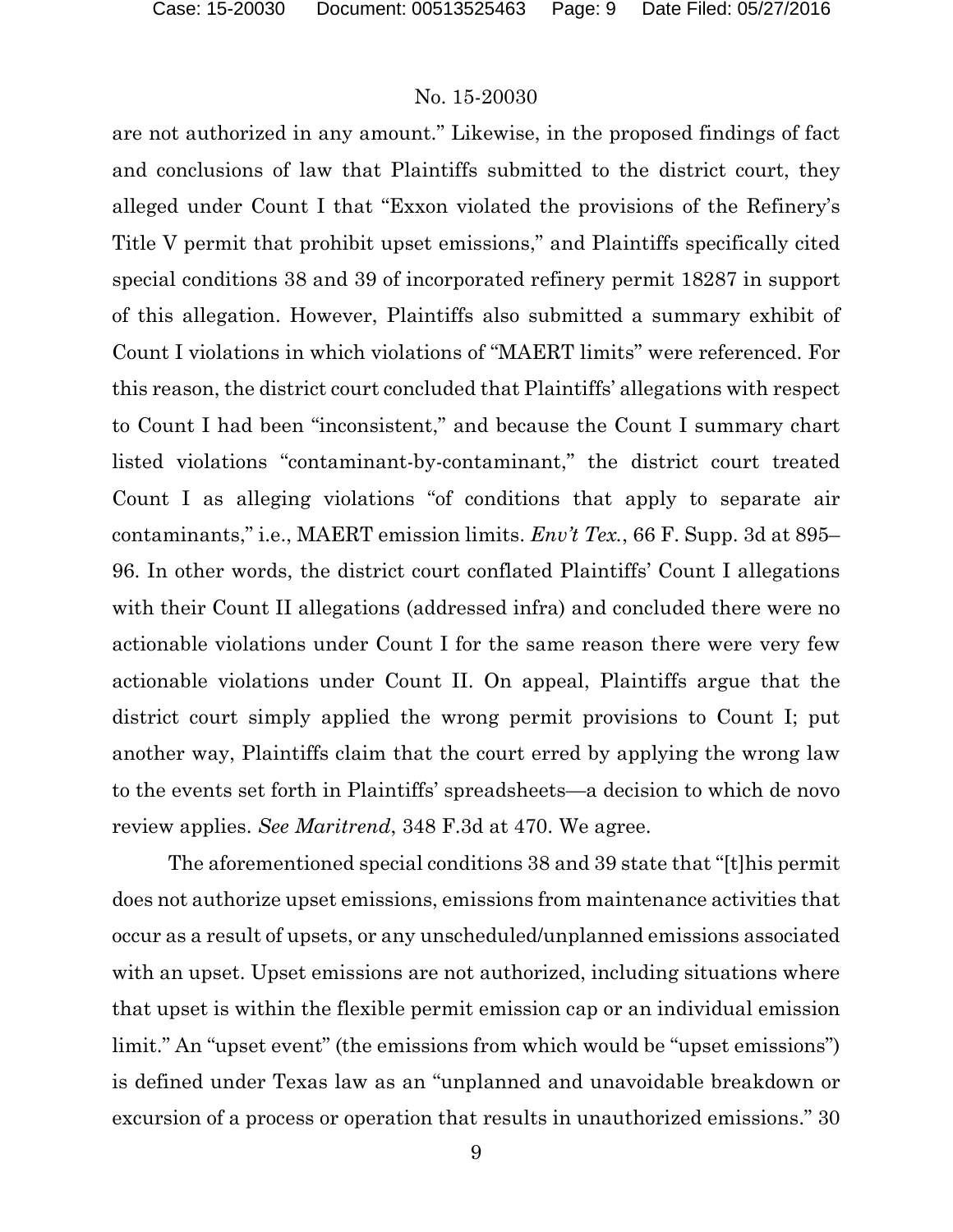are not authorized in any amount." Likewise, in the proposed findings of fact and conclusions of law that Plaintiffs submitted to the district court, they alleged under Count I that "Exxon violated the provisions of the Refinery's Title V permit that prohibit upset emissions," and Plaintiffs specifically cited special conditions 38 and 39 of incorporated refinery permit 18287 in support of this allegation. However, Plaintiffs also submitted a summary exhibit of Count I violations in which violations of "MAERT limits" were referenced. For this reason, the district court concluded that Plaintiffs' allegations with respect to Count I had been "inconsistent," and because the Count I summary chart listed violations "contaminant-by-contaminant," the district court treated Count I as alleging violations "of conditions that apply to separate air contaminants," i.e., MAERT emission limits. *Env't Tex.*, 66 F. Supp. 3d at 895–96. In other words, the district court conflated Plaintiffs' Count I allegations with their Count II allegations (addressed infra) and concluded there were no actionable violations under Count I for the same reason there were very few actionable violations under Count II. On appeal, Plaintiffs argue that the district court simply applied the wrong permit provisions to Count I; put another way, Plaintiffs claim that the court erred by applying the wrong law to the events set forth in Plaintiffs' spreadsheets—a decision to which de novo review applies. *See Maritrend*, 348 F.3d at 470. We agree.

The aforementioned special conditions 38 and 39 state that "[t]his permit does not authorize upset emissions, emissions from maintenance activities that occur as a result of upsets, or any unscheduled/unplanned emissions associated with an upset. Upset emissions are not authorized, including situations where that upset is within the flexible permit emission cap or an individual emission limit." An "upset event" (the emissions from which would be "upset emissions") is defined under Texas law as an "unplanned and unavoidable breakdown or excursion of a process or operation that results in unauthorized emissions." 30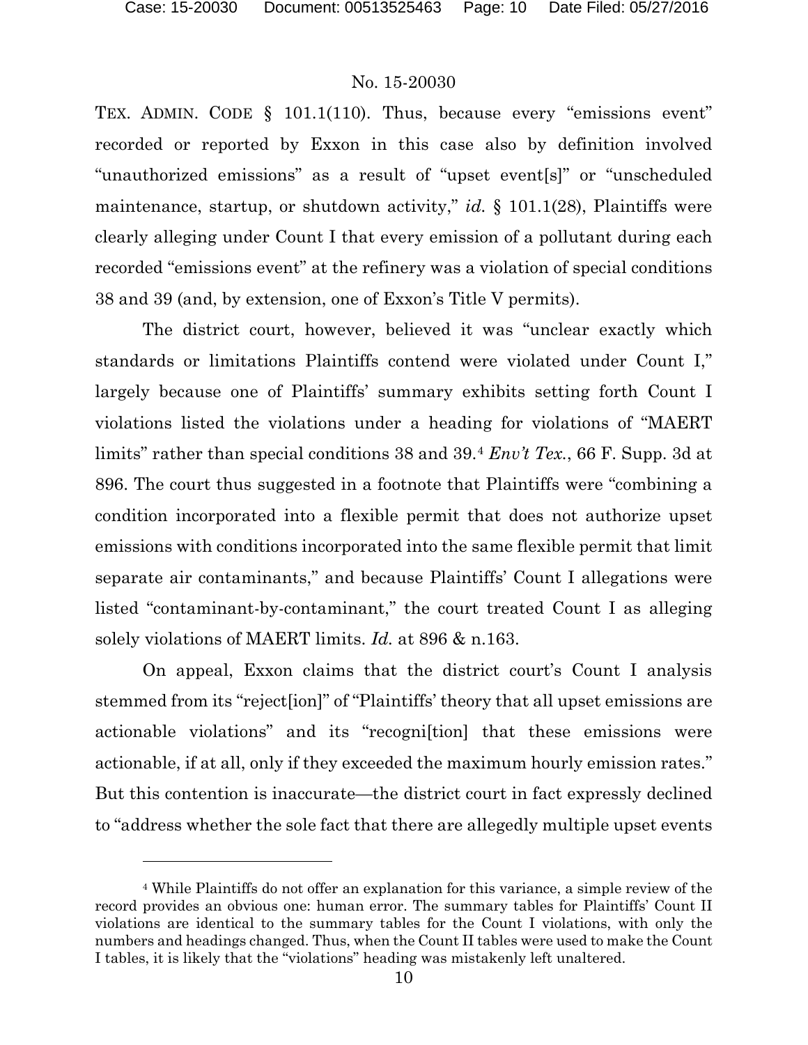TEX. ADMIN. CODE § 101.1(110). Thus, because every "emissions event" recorded or reported by Exxon in this case also by definition involved "unauthorized emissions" as a result of "upset event[s]" or "unscheduled maintenance, startup, or shutdown activity," *id.* § 101.1(28), Plaintiffs were clearly alleging under Count I that every emission of a pollutant during each recorded "emissions event" at the refinery was a violation of special conditions 38 and 39 (and, by extension, one of Exxon's Title V permits).

The district court, however, believed it was "unclear exactly which standards or limitations Plaintiffs contend were violated under Count I," largely because one of Plaintiffs' summary exhibits setting forth Count I violations listed the violations under a heading for violations of "MAERT limits" rather than special conditions 38 and 39.[4] *Env't Tex.*, 66 F. Supp. 3d at 896. The court thus suggested in a footnote that Plaintiffs were "combining a condition incorporated into a flexible permit that does not authorize upset emissions with conditions incorporated into the same flexible permit that limit separate air contaminants," and because Plaintiffs' Count I allegations were listed "contaminant-by-contaminant," the court treated Count I as alleging solely violations of MAERT limits. *Id.* at 896 & n.163.

On appeal, Exxon claims that the district court's Count I analysis stemmed from its "reject[ion]" of "Plaintiffs' theory that all upset emissions are actionable violations" and its "recogni[tion] that these emissions were actionable, if at all, only if they exceeded the maximum hourly emission rates." But this contention is inaccurate—the district court in fact expressly declined to "address whether the sole fact that there are allegedly multiple upset events

[4] While Plaintiffs do not offer an explanation for this variance, a simple review of the record provides an obvious one: human error. The summary tables for Plaintiffs' Count II violations are identical to the summary tables for the Count I violations, with only the numbers and headings changed. Thus, when the Count II tables were used to make the Count I tables, it is likely that the "violations" heading was mistakenly left unaltered.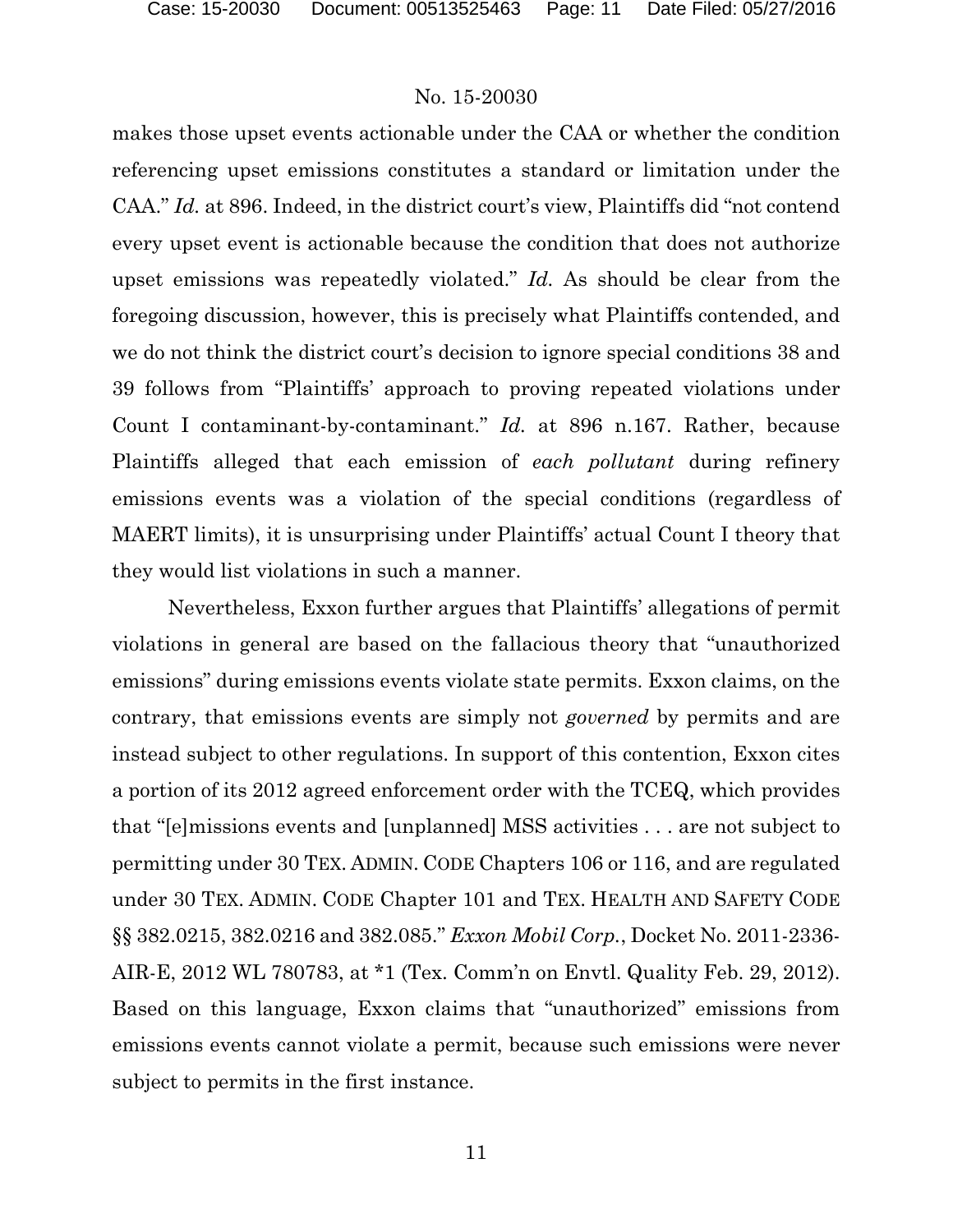makes those upset events actionable under the CAA or whether the condition referencing upset emissions constitutes a standard or limitation under the CAA." *Id.* at 896. Indeed, in the district court's view, Plaintiffs did "not contend every upset event is actionable because the condition that does not authorize upset emissions was repeatedly violated." *Id.* As should be clear from the foregoing discussion, however, this is precisely what Plaintiffs contended, and we do not think the district court's decision to ignore special conditions 38 and 39 follows from "Plaintiffs' approach to proving repeated violations under Count I contaminant-by-contaminant." *Id.* at 896 n.167. Rather, because Plaintiffs alleged that each emission of *each pollutant* during refinery emissions events was a violation of the special conditions (regardless of MAERT limits), it is unsurprising under Plaintiffs' actual Count I theory that they would list violations in such a manner.

Nevertheless, Exxon further argues that Plaintiffs' allegations of permit violations in general are based on the fallacious theory that "unauthorized emissions" during emissions events violate state permits. Exxon claims, on the contrary, that emissions events are simply not *governed* by permits and are instead subject to other regulations. In support of this contention, Exxon cites a portion of its 2012 agreed enforcement order with the TCEQ, which provides that "[e]missions events and [unplanned] MSS activities . . . are not subject to permitting under 30 TEX. ADMIN. CODE Chapters 106 or 116, and are regulated under 30 TEX. ADMIN. CODE Chapter 101 and TEX. HEALTH AND SAFETY CODE §§ 382.0215, 382.0216 and 382.085." *Exxon Mobil Corp.*, Docket No. 2011-2336-AIR-E, 2012 WL 780783, at *1 (Tex. Comm'n on Envtl. Quality Feb. 29, 2012). Based on this language, Exxon claims that "unauthorized" emissions from emissions events cannot violate a permit, because such emissions were never subject to permits in the first instance.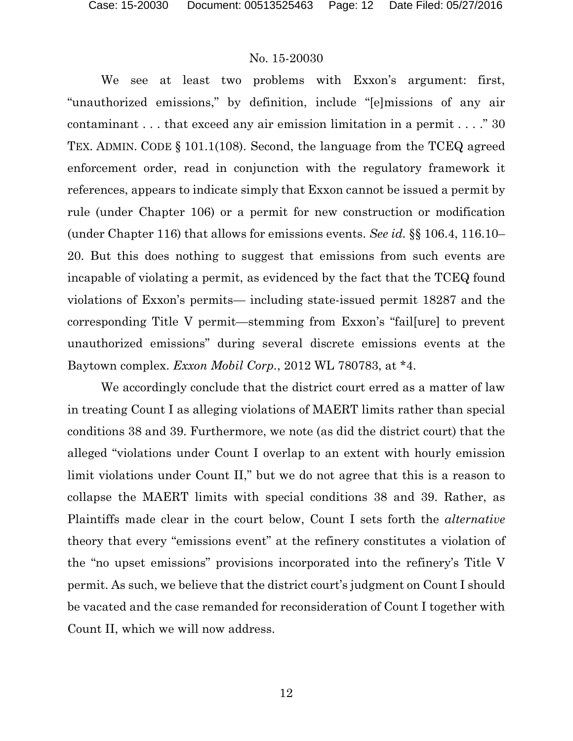We see at least two problems with Exxon's argument: first, "unauthorized emissions," by definition, include "[e]missions of any air contaminant . . . that exceed any air emission limitation in a permit . . . ." 30 TEX. ADMIN. CODE § 101.1(108). Second, the language from the TCEQ agreed enforcement order, read in conjunction with the regulatory framework it references, appears to indicate simply that Exxon cannot be issued a permit by rule (under Chapter 106) or a permit for new construction or modification (under Chapter 116) that allows for emissions events. *See id.* §§ 106.4, 116.10–20. But this does nothing to suggest that emissions from such events are incapable of violating a permit, as evidenced by the fact that the TCEQ found violations of Exxon's permits— including state-issued permit 18287 and the corresponding Title V permit—stemming from Exxon's "fail[ure] to prevent unauthorized emissions" during several discrete emissions events at the Baytown complex. *Exxon Mobil Corp.*, 2012 WL 780783, at *4.

We accordingly conclude that the district court erred as a matter of law in treating Count I as alleging violations of MAERT limits rather than special conditions 38 and 39. Furthermore, we note (as did the district court) that the alleged "violations under Count I overlap to an extent with hourly emission limit violations under Count II," but we do not agree that this is a reason to collapse the MAERT limits with special conditions 38 and 39. Rather, as Plaintiffs made clear in the court below, Count I sets forth the *alternative* theory that every "emissions event" at the refinery constitutes a violation of the "no upset emissions" provisions incorporated into the refinery's Title V permit. As such, we believe that the district court's judgment on Count I should be vacated and the case remanded for reconsideration of Count I together with Count II, which we will now address.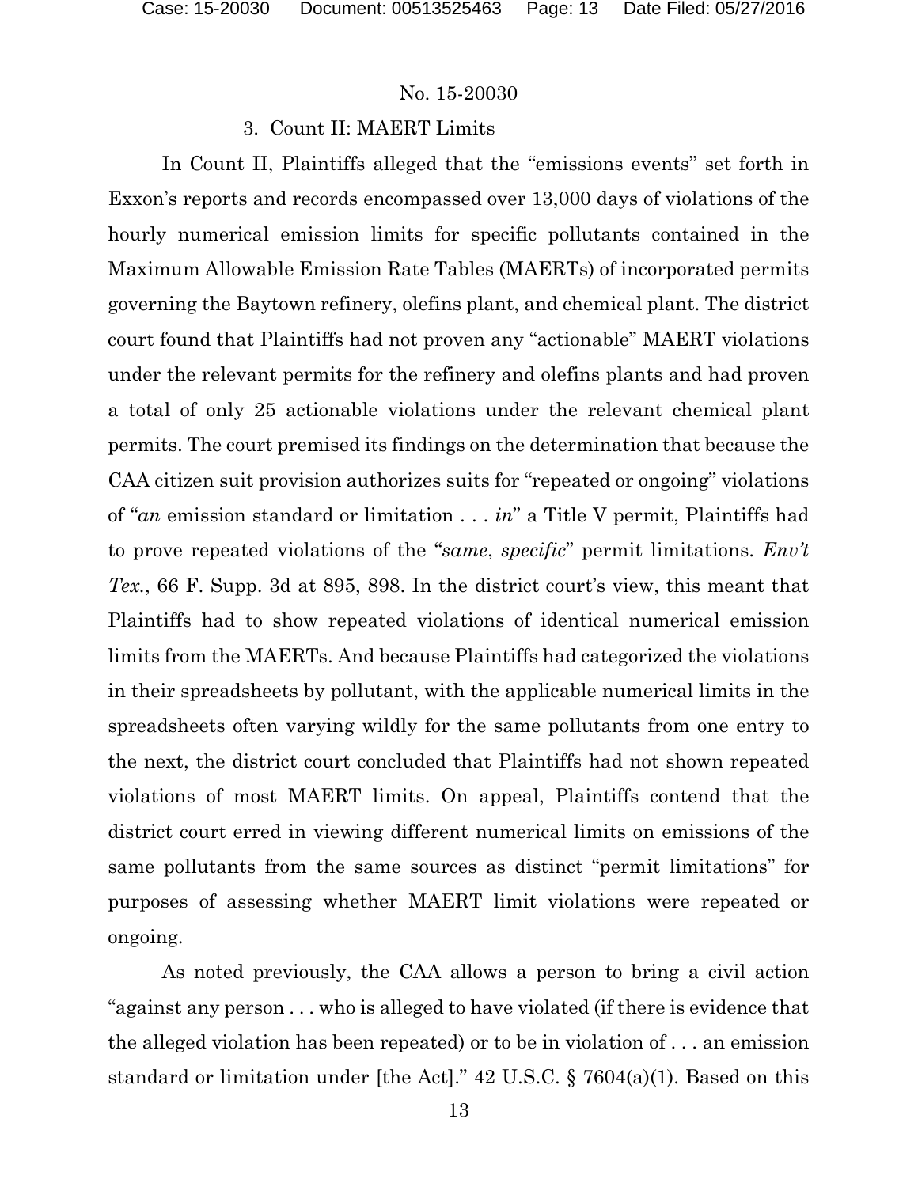### 3. Count II: MAERT Limits

In Count II, Plaintiffs alleged that the "emissions events" set forth in Exxon's reports and records encompassed over 13,000 days of violations of the hourly numerical emission limits for specific pollutants contained in the Maximum Allowable Emission Rate Tables (MAERTs) of incorporated permits governing the Baytown refinery, olefins plant, and chemical plant. The district court found that Plaintiffs had not proven any "actionable" MAERT violations under the relevant permits for the refinery and olefins plants and had proven a total of only 25 actionable violations under the relevant chemical plant permits. The court premised its findings on the determination that because the CAA citizen suit provision authorizes suits for "repeated or ongoing" violations of "*an* emission standard or limitation . . . *in*" a Title V permit, Plaintiffs had to prove repeated violations of the "*same*, *specific*" permit limitations. *Env't Tex.*, 66 F. Supp. 3d at 895, 898. In the district court's view, this meant that Plaintiffs had to show repeated violations of identical numerical emission limits from the MAERTs. And because Plaintiffs had categorized the violations in their spreadsheets by pollutant, with the applicable numerical limits in the spreadsheets often varying wildly for the same pollutants from one entry to the next, the district court concluded that Plaintiffs had not shown repeated violations of most MAERT limits. On appeal, Plaintiffs contend that the district court erred in viewing different numerical limits on emissions of the same pollutants from the same sources as distinct "permit limitations" for purposes of assessing whether MAERT limit violations were repeated or ongoing.

As noted previously, the CAA allows a person to bring a civil action "against any person . . . who is alleged to have violated (if there is evidence that the alleged violation has been repeated) or to be in violation of . . . an emission standard or limitation under [the Act]." 42 U.S.C. § 7604(a)(1). Based on this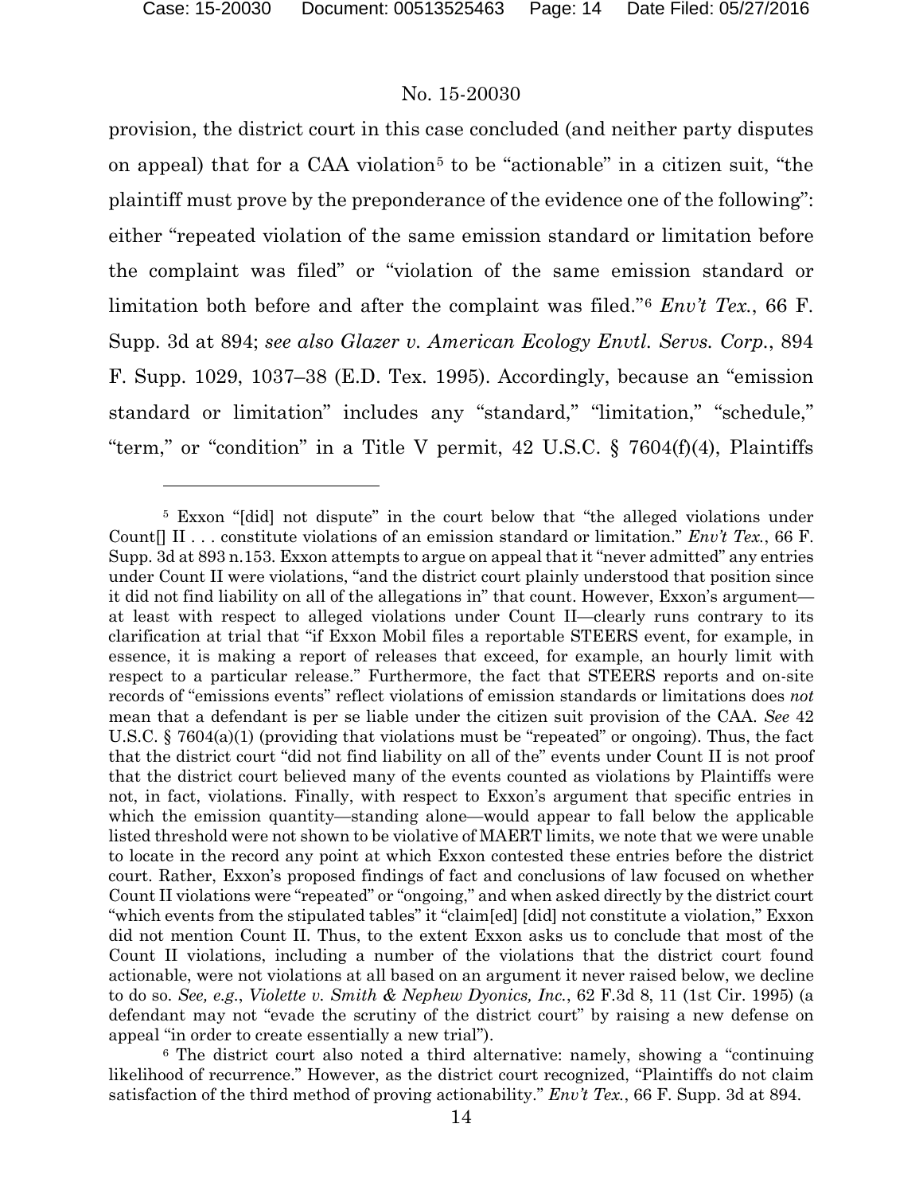provision, the district court in this case concluded (and neither party disputes on appeal) that for a CAA violation[5] to be "actionable" in a citizen suit, "the plaintiff must prove by the preponderance of the evidence one of the following": either "repeated violation of the same emission standard or limitation before the complaint was filed" or "violation of the same emission standard or limitation both before and after the complaint was filed."[6] *Env't Tex.*, 66 F. Supp. 3d at 894; *see also Glazer v. American Ecology Envtl. Servs. Corp.*, 894 F. Supp. 1029, 1037–38 (E.D. Tex. 1995). Accordingly, because an "emission standard or limitation" includes any "standard," "limitation," "schedule," "term," or "condition" in a Title V permit, 42 U.S.C. § 7604(f)(4), Plaintiffs

---

[5] Exxon "[did] not dispute" in the court below that "the alleged violations under Count[] II . . . constitute violations of an emission standard or limitation." *Env't Tex.*, 66 F. Supp. 3d at 893 n.153. Exxon attempts to argue on appeal that it "never admitted" any entries under Count II were violations, "and the district court plainly understood that position since it did not find liability on all of the allegations in" that count. However, Exxon's argument—at least with respect to alleged violations under Count II—clearly runs contrary to its clarification at trial that "if Exxon Mobil files a reportable STEERS event, for example, in essence, it is making a report of releases that exceed, for example, an hourly limit with respect to a particular release." Furthermore, the fact that STEERS reports and on-site records of "emissions events" reflect violations of emission standards or limitations does *not* mean that a defendant is per se liable under the citizen suit provision of the CAA. *See* 42 U.S.C. § 7604(a)(1) (providing that violations must be "repeated" or ongoing). Thus, the fact that the district court "did not find liability on all of the" events under Count II is not proof that the district court believed many of the events counted as violations by Plaintiffs were not, in fact, violations. Finally, with respect to Exxon's argument that specific entries in which the emission quantity—standing alone—would appear to fall below the applicable listed threshold were not shown to be violative of MAERT limits, we note that we were unable to locate in the record any point at which Exxon contested these entries before the district court. Rather, Exxon's proposed findings of fact and conclusions of law focused on whether Count II violations were "repeated" or "ongoing," and when asked directly by the district court "which events from the stipulated tables" it "claim[ed] [did] not constitute a violation," Exxon did not mention Count II. Thus, to the extent Exxon asks us to conclude that most of the Count II violations, including a number of the violations that the district court found actionable, were not violations at all based on an argument it never raised below, we decline to do so. *See, e.g.*, *Violette v. Smith & Nephew Dyonics, Inc.*, 62 F.3d 8, 11 (1st Cir. 1995) (a defendant may not "evade the scrutiny of the district court" by raising a new defense on appeal "in order to create essentially a new trial").

[6] The district court also noted a third alternative: namely, showing a "continuing likelihood of recurrence." However, as the district court recognized, "Plaintiffs do not claim satisfaction of the third method of proving actionability." *Env't Tex.*, 66 F. Supp. 3d at 894.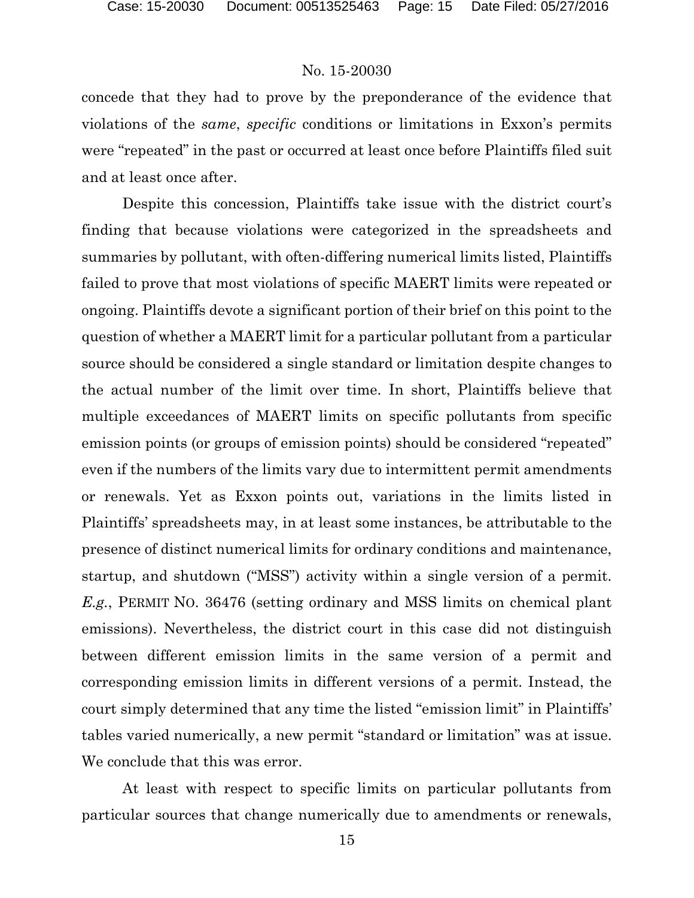concede that they had to prove by the preponderance of the evidence that violations of the *same*, *specific* conditions or limitations in Exxon's permits were "repeated" in the past or occurred at least once before Plaintiffs filed suit and at least once after.

Despite this concession, Plaintiffs take issue with the district court's finding that because violations were categorized in the spreadsheets and summaries by pollutant, with often-differing numerical limits listed, Plaintiffs failed to prove that most violations of specific MAERT limits were repeated or ongoing. Plaintiffs devote a significant portion of their brief on this point to the question of whether a MAERT limit for a particular pollutant from a particular source should be considered a single standard or limitation despite changes to the actual number of the limit over time. In short, Plaintiffs believe that multiple exceedances of MAERT limits on specific pollutants from specific emission points (or groups of emission points) should be considered "repeated" even if the numbers of the limits vary due to intermittent permit amendments or renewals. Yet as Exxon points out, variations in the limits listed in Plaintiffs' spreadsheets may, in at least some instances, be attributable to the presence of distinct numerical limits for ordinary conditions and maintenance, startup, and shutdown ("MSS") activity within a single version of a permit. *E.g.*, PERMIT NO. 36476 (setting ordinary and MSS limits on chemical plant emissions). Nevertheless, the district court in this case did not distinguish between different emission limits in the same version of a permit and corresponding emission limits in different versions of a permit. Instead, the court simply determined that any time the listed "emission limit" in Plaintiffs' tables varied numerically, a new permit "standard or limitation" was at issue. We conclude that this was error.

At least with respect to specific limits on particular pollutants from particular sources that change numerically due to amendments or renewals,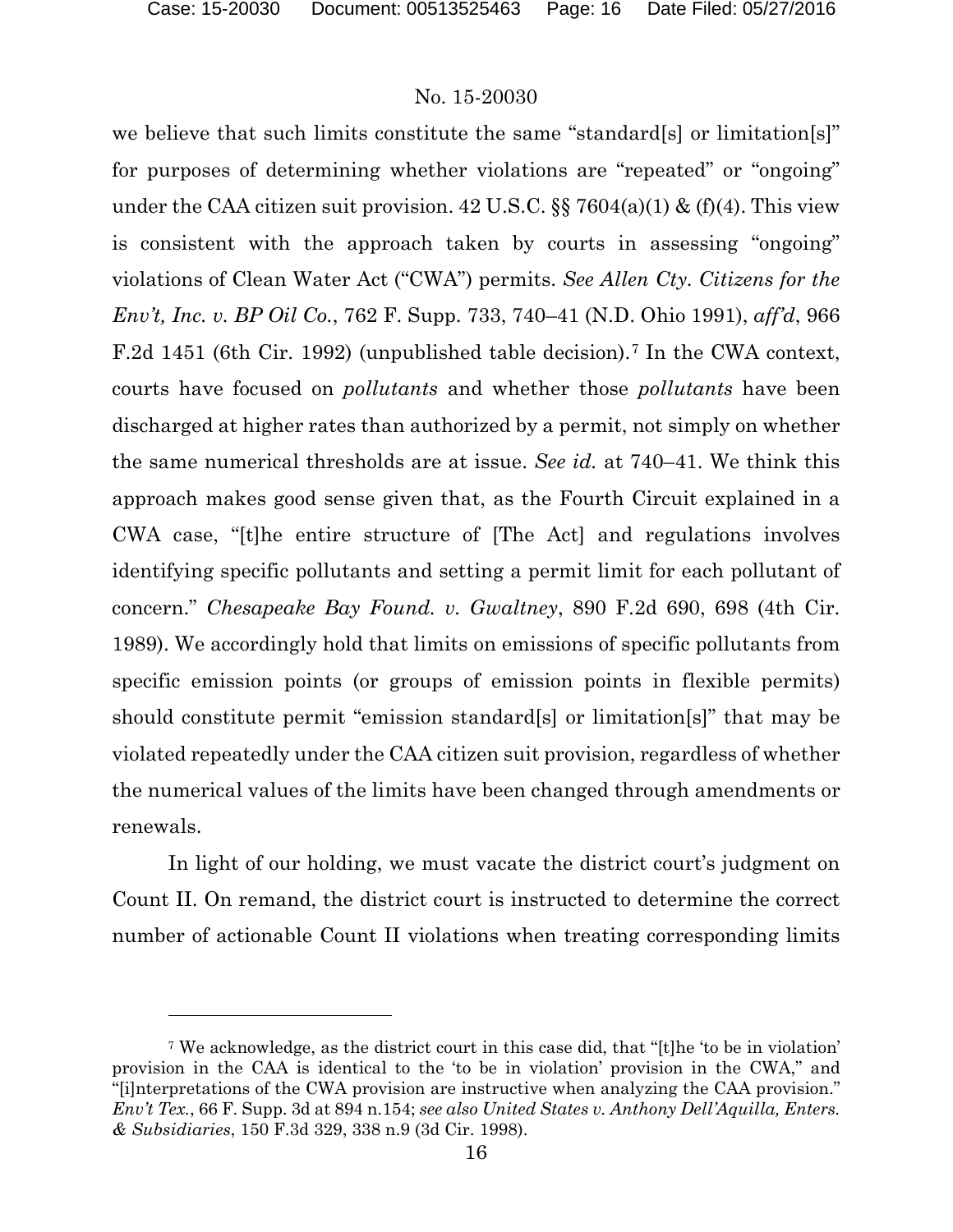we believe that such limits constitute the same "standard[s] or limitation[s]" for purposes of determining whether violations are "repeated" or "ongoing" under the CAA citizen suit provision. 42 U.S.C. §§ 7604(a)(1) & (f)(4). This view is consistent with the approach taken by courts in assessing "ongoing" violations of Clean Water Act ("CWA") permits. *See Allen Cty. Citizens for the Env't, Inc. v. BP Oil Co.*, 762 F. Supp. 733, 740–41 (N.D. Ohio 1991), *aff'd*, 966 F.2d 1451 (6th Cir. 1992) (unpublished table decision).[7] In the CWA context, courts have focused on *pollutants* and whether those *pollutants* have been discharged at higher rates than authorized by a permit, not simply on whether the same numerical thresholds are at issue. *See id.* at 740–41. We think this approach makes good sense given that, as the Fourth Circuit explained in a CWA case, "[t]he entire structure of [The Act] and regulations involves identifying specific pollutants and setting a permit limit for each pollutant of concern." *Chesapeake Bay Found. v. Gwaltney*, 890 F.2d 690, 698 (4th Cir. 1989). We accordingly hold that limits on emissions of specific pollutants from specific emission points (or groups of emission points in flexible permits) should constitute permit "emission standard[s] or limitation[s]" that may be violated repeatedly under the CAA citizen suit provision, regardless of whether the numerical values of the limits have been changed through amendments or renewals.

In light of our holding, we must vacate the district court's judgment on Count II. On remand, the district court is instructed to determine the correct number of actionable Count II violations when treating corresponding limits

[7] We acknowledge, as the district court in this case did, that "[t]he 'to be in violation' provision in the CAA is identical to the 'to be in violation' provision in the CWA," and "[i]nterpretations of the CWA provision are instructive when analyzing the CAA provision." *Env't Tex.*, 66 F. Supp. 3d at 894 n.154; *see also United States v. Anthony Dell'Aquilla, Enters. & Subsidiaries*, 150 F.3d 329, 338 n.9 (3d Cir. 1998).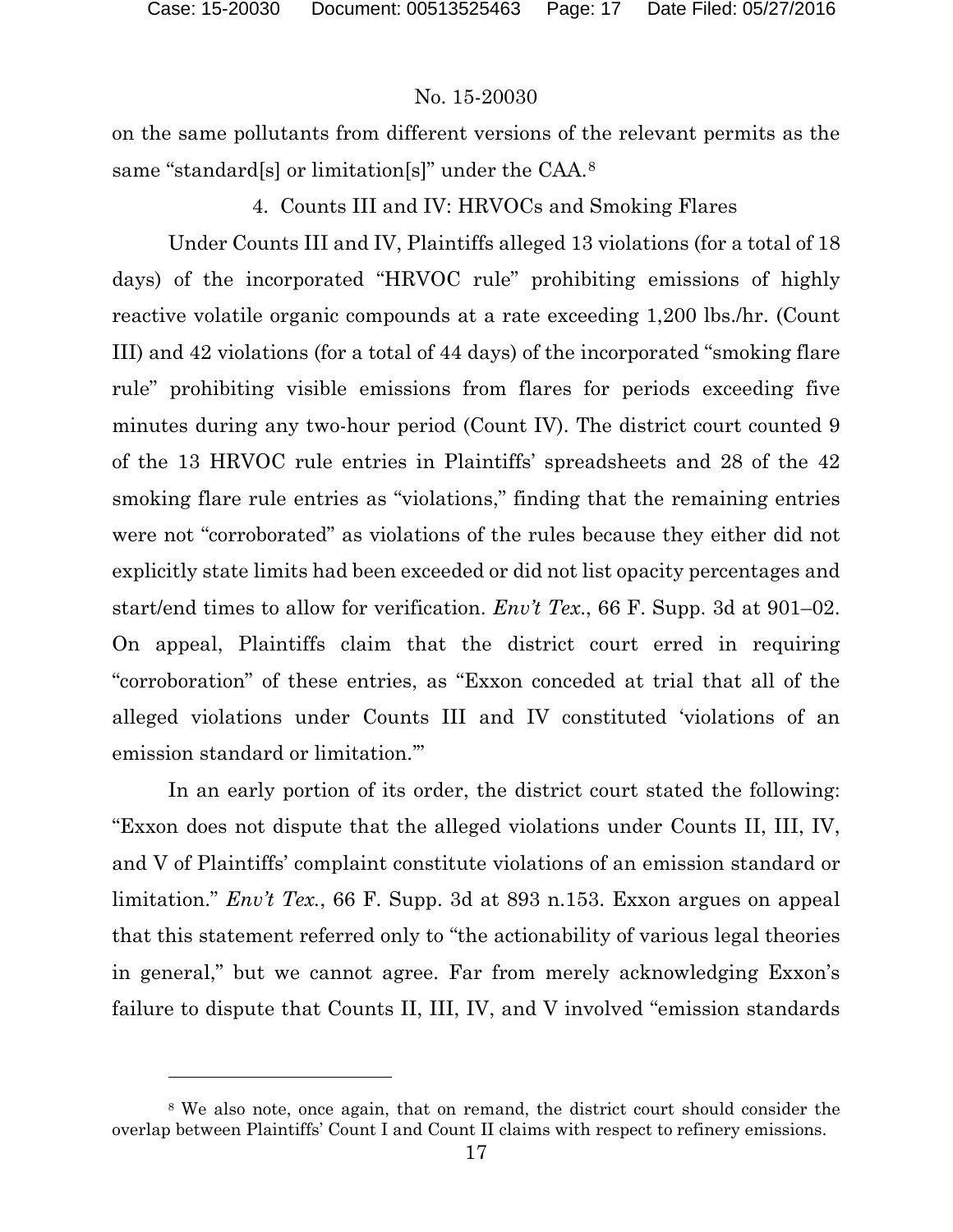on the same pollutants from different versions of the relevant permits as the same "standard[s] or limitation[s]" under the CAA.[8]

4. Counts III and IV: HRVOCs and Smoking Flares

Under Counts III and IV, Plaintiffs alleged 13 violations (for a total of 18 days) of the incorporated "HRVOC rule" prohibiting emissions of highly reactive volatile organic compounds at a rate exceeding 1,200 lbs./hr. (Count III) and 42 violations (for a total of 44 days) of the incorporated "smoking flare rule" prohibiting visible emissions from flares for periods exceeding five minutes during any two-hour period (Count IV). The district court counted 9 of the 13 HRVOC rule entries in Plaintiffs' spreadsheets and 28 of the 42 smoking flare rule entries as "violations," finding that the remaining entries were not "corroborated" as violations of the rules because they either did not explicitly state limits had been exceeded or did not list opacity percentages and start/end times to allow for verification. *Env't Tex.*, 66 F. Supp. 3d at 901–02. On appeal, Plaintiffs claim that the district court erred in requiring "corroboration" of these entries, as "Exxon conceded at trial that all of the alleged violations under Counts III and IV constituted 'violations of an emission standard or limitation.'"

In an early portion of its order, the district court stated the following: "Exxon does not dispute that the alleged violations under Counts II, III, IV, and V of Plaintiffs' complaint constitute violations of an emission standard or limitation." *Env't Tex.*, 66 F. Supp. 3d at 893 n.153. Exxon argues on appeal that this statement referred only to "the actionability of various legal theories in general," but we cannot agree. Far from merely acknowledging Exxon's failure to dispute that Counts II, III, IV, and V involved "emission standards

[8] We also note, once again, that on remand, the district court should consider the overlap between Plaintiffs' Count I and Count II claims with respect to refinery emissions.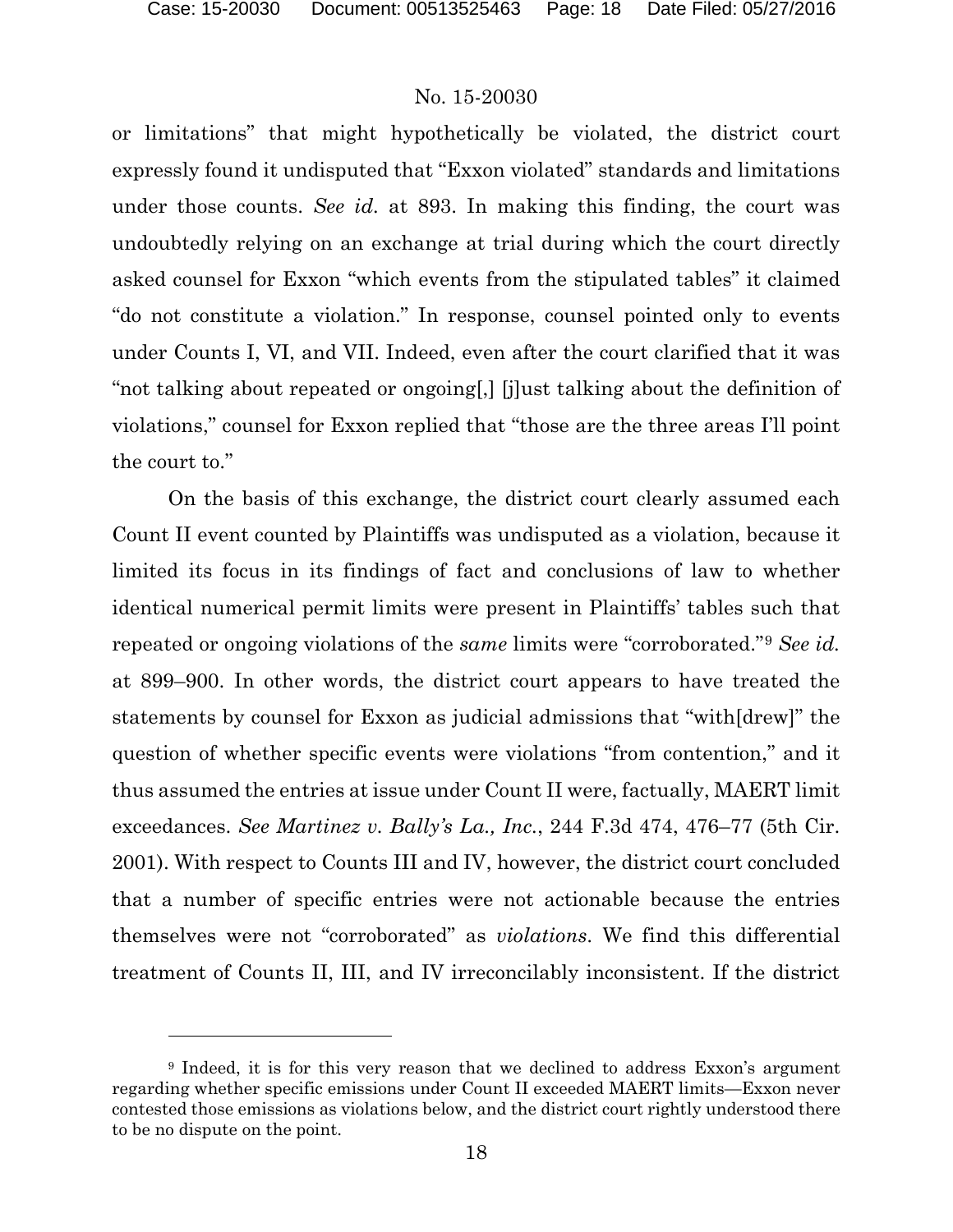or limitations" that might hypothetically be violated, the district court expressly found it undisputed that "Exxon violated" standards and limitations under those counts. *See id.* at 893. In making this finding, the court was undoubtedly relying on an exchange at trial during which the court directly asked counsel for Exxon "which events from the stipulated tables" it claimed "do not constitute a violation." In response, counsel pointed only to events under Counts I, VI, and VII. Indeed, even after the court clarified that it was "not talking about repeated or ongoing[,] [j]ust talking about the definition of violations," counsel for Exxon replied that "those are the three areas I'll point the court to."

On the basis of this exchange, the district court clearly assumed each Count II event counted by Plaintiffs was undisputed as a violation, because it limited its focus in its findings of fact and conclusions of law to whether identical numerical permit limits were present in Plaintiffs' tables such that repeated or ongoing violations of the *same* limits were "corroborated."[9] *See id.* at 899–900. In other words, the district court appears to have treated the statements by counsel for Exxon as judicial admissions that "with[drew]" the question of whether specific events were violations "from contention," and it thus assumed the entries at issue under Count II were, factually, MAERT limit exceedances. *See Martinez v. Bally's La., Inc.*, 244 F.3d 474, 476–77 (5th Cir. 2001). With respect to Counts III and IV, however, the district court concluded that a number of specific entries were not actionable because the entries themselves were not "corroborated" as *violations*. We find this differential treatment of Counts II, III, and IV irreconcilably inconsistent. If the district

---

[9] Indeed, it is for this very reason that we declined to address Exxon's argument regarding whether specific emissions under Count II exceeded MAERT limits—Exxon never contested those emissions as violations below, and the district court rightly understood there to be no dispute on the point.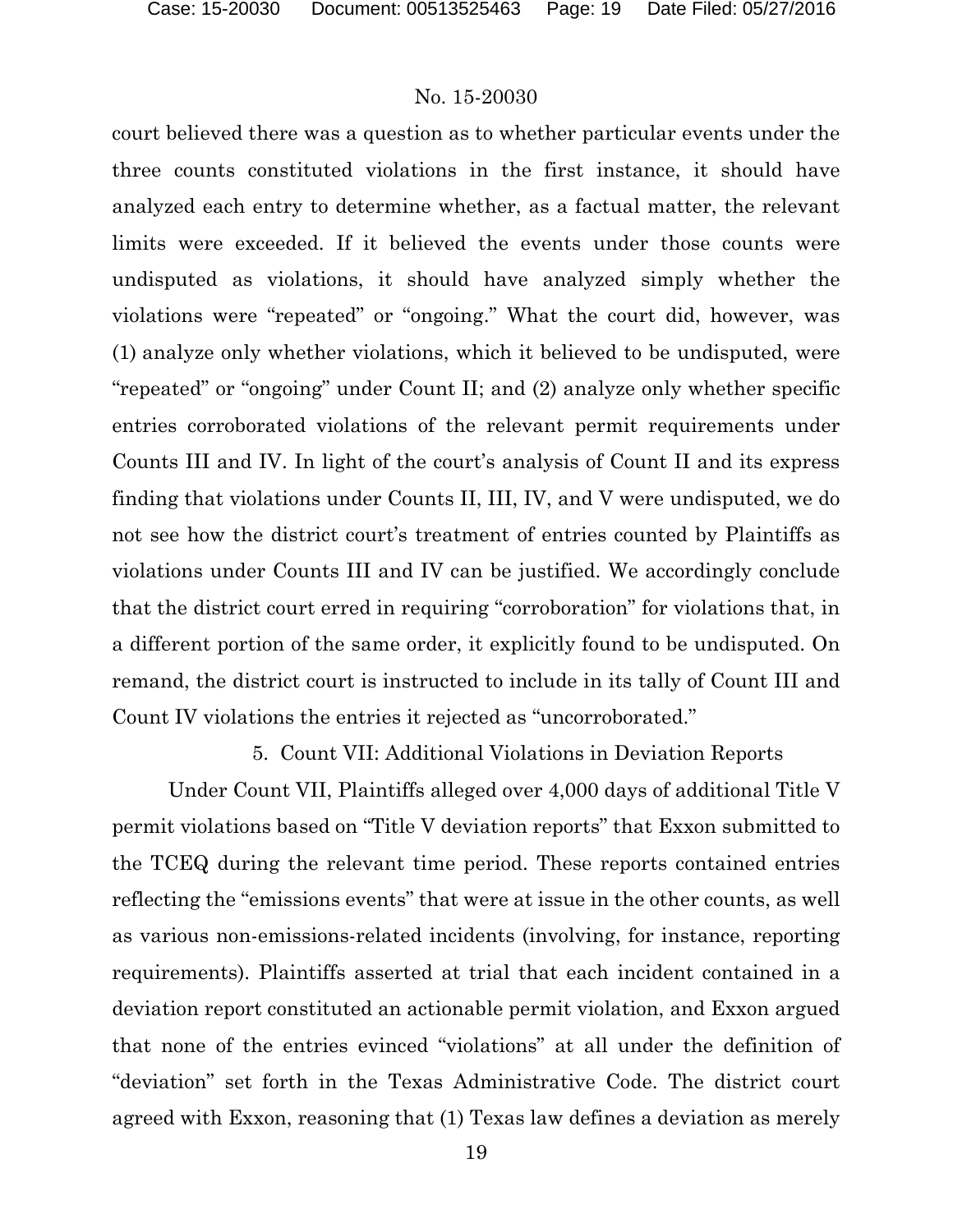court believed there was a question as to whether particular events under the three counts constituted violations in the first instance, it should have analyzed each entry to determine whether, as a factual matter, the relevant limits were exceeded. If it believed the events under those counts were undisputed as violations, it should have analyzed simply whether the violations were "repeated" or "ongoing." What the court did, however, was (1) analyze only whether violations, which it believed to be undisputed, were "repeated" or "ongoing" under Count II; and (2) analyze only whether specific entries corroborated violations of the relevant permit requirements under Counts III and IV. In light of the court's analysis of Count II and its express finding that violations under Counts II, III, IV, and V were undisputed, we do not see how the district court's treatment of entries counted by Plaintiffs as violations under Counts III and IV can be justified. We accordingly conclude that the district court erred in requiring "corroboration" for violations that, in a different portion of the same order, it explicitly found to be undisputed. On remand, the district court is instructed to include in its tally of Count III and Count IV violations the entries it rejected as "uncorroborated."

### 5. Count VII: Additional Violations in Deviation Reports

Under Count VII, Plaintiffs alleged over 4,000 days of additional Title V permit violations based on "Title V deviation reports" that Exxon submitted to the TCEQ during the relevant time period. These reports contained entries reflecting the "emissions events" that were at issue in the other counts, as well as various non-emissions-related incidents (involving, for instance, reporting requirements). Plaintiffs asserted at trial that each incident contained in a deviation report constituted an actionable permit violation, and Exxon argued that none of the entries evinced "violations" at all under the definition of "deviation" set forth in the Texas Administrative Code. The district court agreed with Exxon, reasoning that (1) Texas law defines a deviation as merely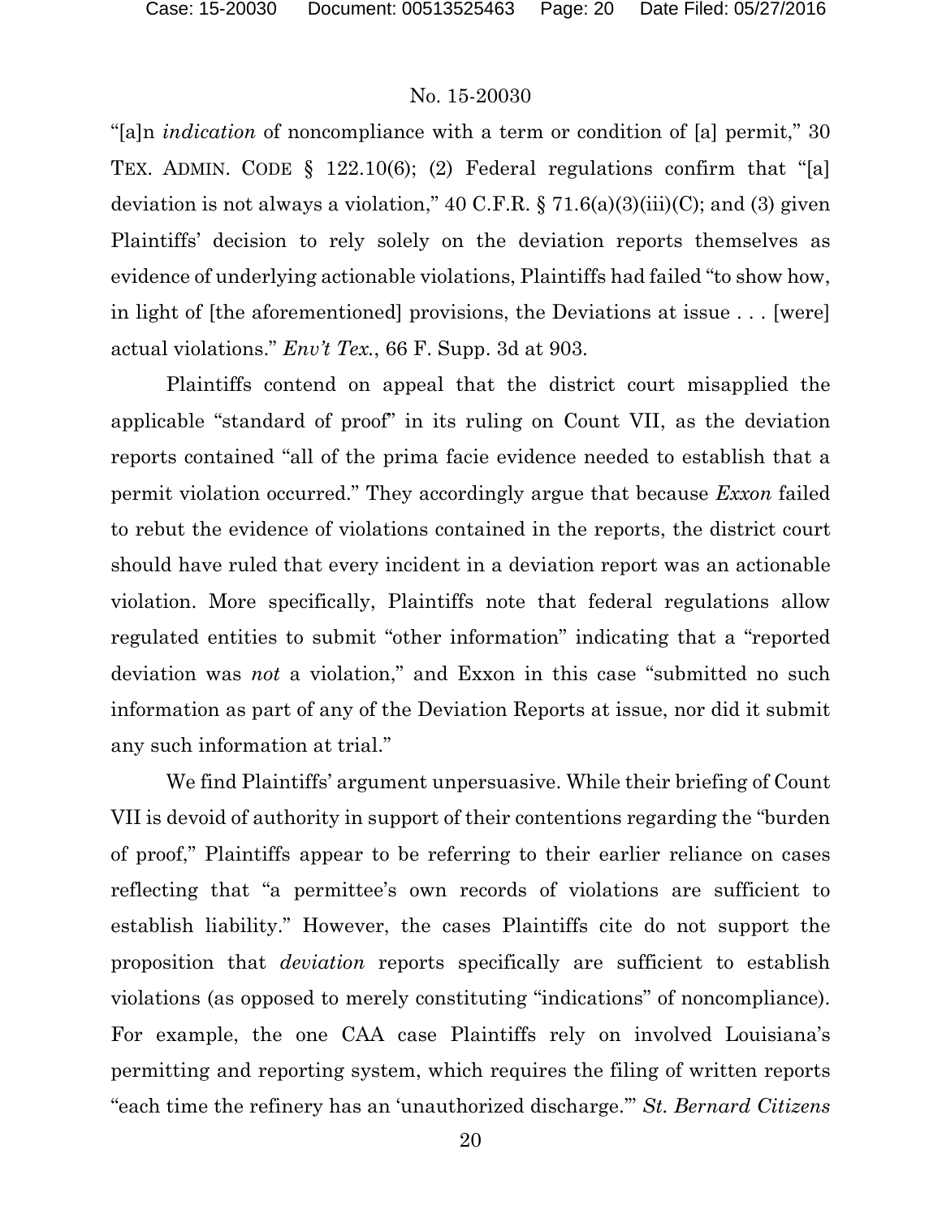"[a]n *indication* of noncompliance with a term or condition of [a] permit," 30 TEX. ADMIN. CODE § 122.10(6); (2) Federal regulations confirm that "[a] deviation is not always a violation," 40 C.F.R. § 71.6(a)(3)(iii)(C); and (3) given Plaintiffs' decision to rely solely on the deviation reports themselves as evidence of underlying actionable violations, Plaintiffs had failed "to show how, in light of [the aforementioned] provisions, the Deviations at issue . . . [were] actual violations." *Env't Tex.*, 66 F. Supp. 3d at 903.

Plaintiffs contend on appeal that the district court misapplied the applicable "standard of proof" in its ruling on Count VII, as the deviation reports contained "all of the prima facie evidence needed to establish that a permit violation occurred." They accordingly argue that because *Exxon* failed to rebut the evidence of violations contained in the reports, the district court should have ruled that every incident in a deviation report was an actionable violation. More specifically, Plaintiffs note that federal regulations allow regulated entities to submit "other information" indicating that a "reported deviation was *not* a violation," and Exxon in this case "submitted no such information as part of any of the Deviation Reports at issue, nor did it submit any such information at trial."

We find Plaintiffs' argument unpersuasive. While their briefing of Count VII is devoid of authority in support of their contentions regarding the "burden of proof," Plaintiffs appear to be referring to their earlier reliance on cases reflecting that "a permittee's own records of violations are sufficient to establish liability." However, the cases Plaintiffs cite do not support the proposition that *deviation* reports specifically are sufficient to establish violations (as opposed to merely constituting "indications" of noncompliance). For example, the one CAA case Plaintiffs rely on involved Louisiana's permitting and reporting system, which requires the filing of written reports "each time the refinery has an 'unauthorized discharge.'" *St. Bernard Citizens*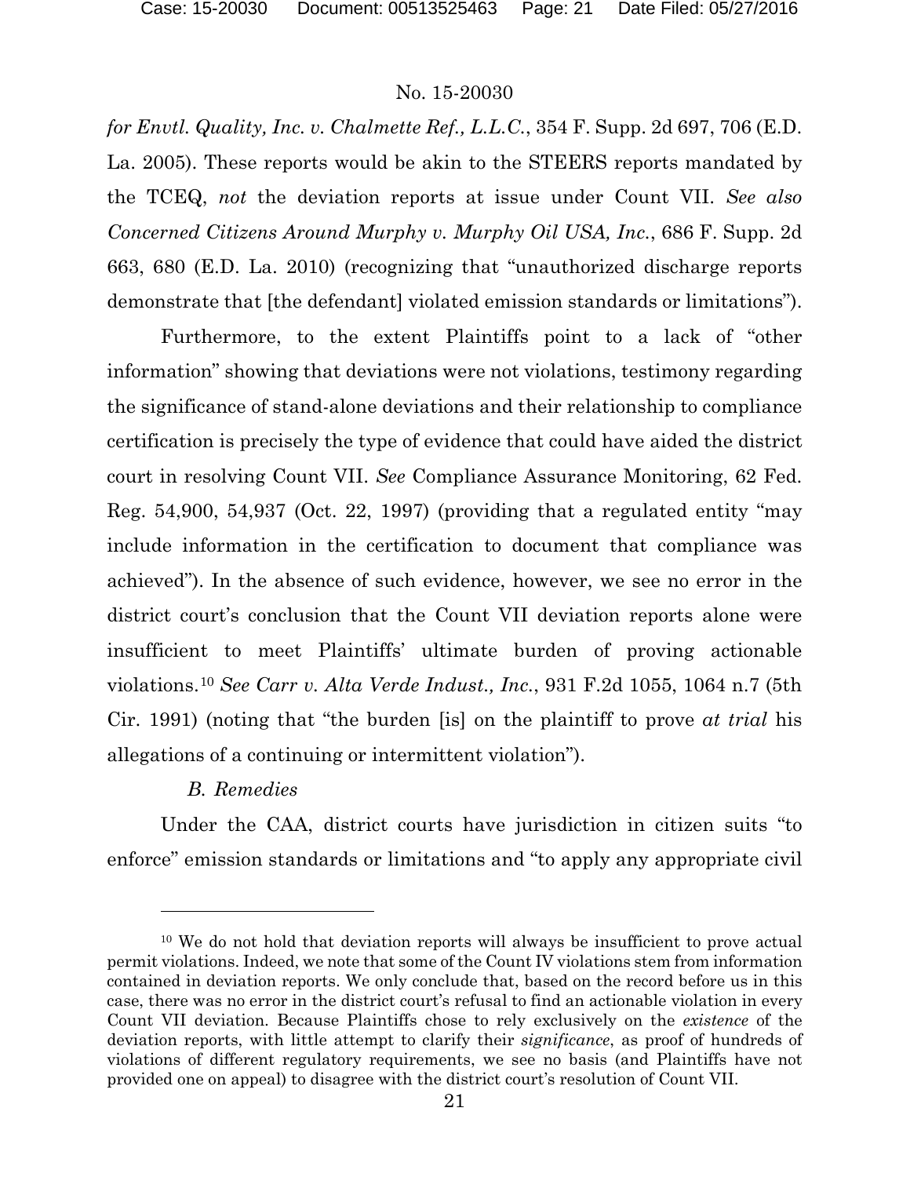*for Envtl. Quality, Inc. v. Chalmette Ref., L.L.C.*, 354 F. Supp. 2d 697, 706 (E.D. La. 2005). These reports would be akin to the STEERS reports mandated by the TCEQ, *not* the deviation reports at issue under Count VII. *See also Concerned Citizens Around Murphy v. Murphy Oil USA, Inc.*, 686 F. Supp. 2d 663, 680 (E.D. La. 2010) (recognizing that "unauthorized discharge reports demonstrate that [the defendant] violated emission standards or limitations").

Furthermore, to the extent Plaintiffs point to a lack of "other information" showing that deviations were not violations, testimony regarding the significance of stand-alone deviations and their relationship to compliance certification is precisely the type of evidence that could have aided the district court in resolving Count VII. *See* Compliance Assurance Monitoring, 62 Fed. Reg. 54,900, 54,937 (Oct. 22, 1997) (providing that a regulated entity "may include information in the certification to document that compliance was achieved"). In the absence of such evidence, however, we see no error in the district court's conclusion that the Count VII deviation reports alone were insufficient to meet Plaintiffs' ultimate burden of proving actionable violations.[10] *See Carr v. Alta Verde Indust., Inc.*, 931 F.2d 1055, 1064 n.7 (5th Cir. 1991) (noting that "the burden [is] on the plaintiff to prove *at trial* his allegations of a continuing or intermittent violation").

### *B. Remedies*

Under the CAA, district courts have jurisdiction in citizen suits "to enforce" emission standards or limitations and "to apply any appropriate civil

---

[10] We do not hold that deviation reports will always be insufficient to prove actual permit violations. Indeed, we note that some of the Count IV violations stem from information contained in deviation reports. We only conclude that, based on the record before us in this case, there was no error in the district court's refusal to find an actionable violation in every Count VII deviation. Because Plaintiffs chose to rely exclusively on the *existence* of the deviation reports, with little attempt to clarify their *significance*, as proof of hundreds of violations of different regulatory requirements, we see no basis (and Plaintiffs have not provided one on appeal) to disagree with the district court's resolution of Count VII.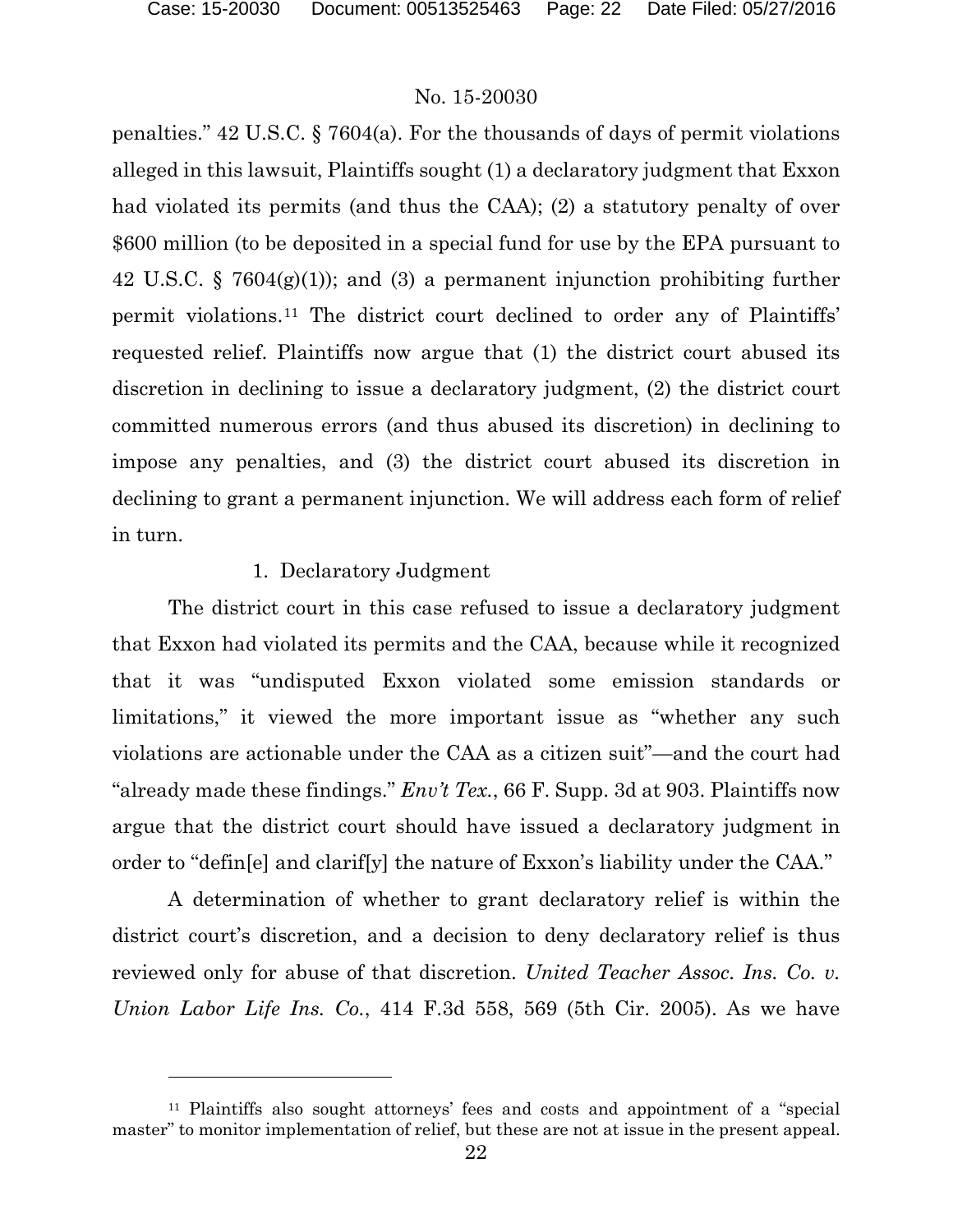penalties." 42 U.S.C. § 7604(a). For the thousands of days of permit violations alleged in this lawsuit, Plaintiffs sought (1) a declaratory judgment that Exxon had violated its permits (and thus the CAA); (2) a statutory penalty of over $600 million (to be deposited in a special fund for use by the EPA pursuant to 42 U.S.C. § 7604(g)(1)); and (3) a permanent injunction prohibiting further permit violations.[11] The district court declined to order any of Plaintiffs' requested relief. Plaintiffs now argue that (1) the district court abused its discretion in declining to issue a declaratory judgment, (2) the district court committed numerous errors (and thus abused its discretion) in declining to impose any penalties, and (3) the district court abused its discretion in declining to grant a permanent injunction. We will address each form of relief in turn.

1. Declaratory Judgment

The district court in this case refused to issue a declaratory judgment that Exxon had violated its permits and the CAA, because while it recognized that it was "undisputed Exxon violated some emission standards or limitations," it viewed the more important issue as "whether any such violations are actionable under the CAA as a citizen suit"—and the court had "already made these findings." *Env't Tex.*, 66 F. Supp. 3d at 903. Plaintiffs now argue that the district court should have issued a declaratory judgment in order to "defin[e] and clarif[y] the nature of Exxon's liability under the CAA."

A determination of whether to grant declaratory relief is within the district court's discretion, and a decision to deny declaratory relief is thus reviewed only for abuse of that discretion. *United Teacher Assoc. Ins. Co. v. Union Labor Life Ins. Co.*, 414 F.3d 558, 569 (5th Cir. 2005). As we have

[11] Plaintiffs also sought attorneys' fees and costs and appointment of a "special master" to monitor implementation of relief, but these are not at issue in the present appeal.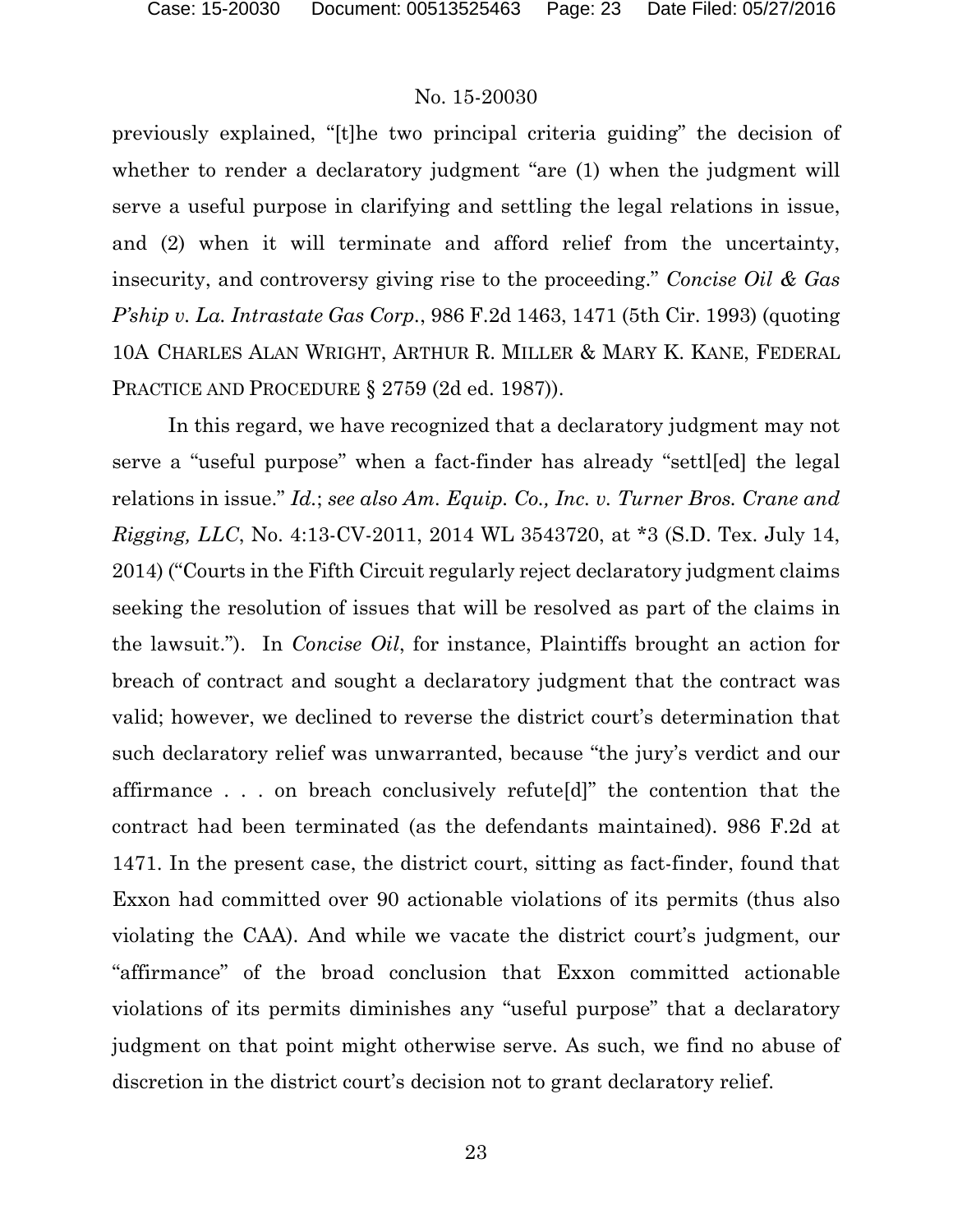previously explained, "[t]he two principal criteria guiding" the decision of whether to render a declaratory judgment "are (1) when the judgment will serve a useful purpose in clarifying and settling the legal relations in issue, and (2) when it will terminate and afford relief from the uncertainty, insecurity, and controversy giving rise to the proceeding." *Concise Oil & Gas P'ship v. La. Intrastate Gas Corp.*, 986 F.2d 1463, 1471 (5th Cir. 1993) (quoting 10A CHARLES ALAN WRIGHT, ARTHUR R. MILLER & MARY K. KANE, FEDERAL PRACTICE AND PROCEDURE § 2759 (2d ed. 1987)).

In this regard, we have recognized that a declaratory judgment may not serve a "useful purpose" when a fact-finder has already "settl[ed] the legal relations in issue." *Id.*; *see also Am. Equip. Co., Inc. v. Turner Bros. Crane and Rigging, LLC*, No. 4:13-CV-2011, 2014 WL 3543720, at *3 (S.D. Tex. July 14, 2014) ("Courts in the Fifth Circuit regularly reject declaratory judgment claims seeking the resolution of issues that will be resolved as part of the claims in the lawsuit."). In *Concise Oil*, for instance, Plaintiffs brought an action for breach of contract and sought a declaratory judgment that the contract was valid; however, we declined to reverse the district court's determination that such declaratory relief was unwarranted, because "the jury's verdict and our affirmance . . . on breach conclusively refute[d]" the contention that the contract had been terminated (as the defendants maintained). 986 F.2d at 1471. In the present case, the district court, sitting as fact-finder, found that Exxon had committed over 90 actionable violations of its permits (thus also violating the CAA). And while we vacate the district court's judgment, our "affirmance" of the broad conclusion that Exxon committed actionable violations of its permits diminishes any "useful purpose" that a declaratory judgment on that point might otherwise serve. As such, we find no abuse of discretion in the district court's decision not to grant declaratory relief.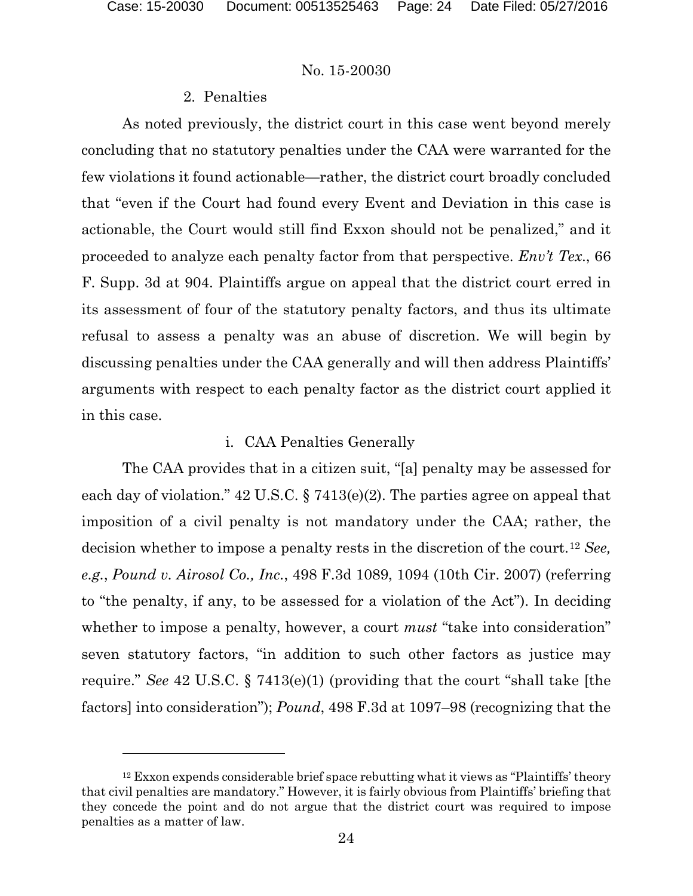2. Penalties

As noted previously, the district court in this case went beyond merely concluding that no statutory penalties under the CAA were warranted for the few violations it found actionable—rather, the district court broadly concluded that "even if the Court had found every Event and Deviation in this case is actionable, the Court would still find Exxon should not be penalized," and it proceeded to analyze each penalty factor from that perspective. *Env't Tex.*, 66 F. Supp. 3d at 904. Plaintiffs argue on appeal that the district court erred in its assessment of four of the statutory penalty factors, and thus its ultimate refusal to assess a penalty was an abuse of discretion. We will begin by discussing penalties under the CAA generally and will then address Plaintiffs' arguments with respect to each penalty factor as the district court applied it in this case.

i. CAA Penalties Generally

The CAA provides that in a citizen suit, "[a] penalty may be assessed for each day of violation." 42 U.S.C. § 7413(e)(2). The parties agree on appeal that imposition of a civil penalty is not mandatory under the CAA; rather, the decision whether to impose a penalty rests in the discretion of the court.[12] *See, e.g.*, *Pound v. Airosol Co., Inc.*, 498 F.3d 1089, 1094 (10th Cir. 2007) (referring to "the penalty, if any, to be assessed for a violation of the Act"). In deciding whether to impose a penalty, however, a court *must* "take into consideration" seven statutory factors, "in addition to such other factors as justice may require." *See* 42 U.S.C. § 7413(e)(1) (providing that the court "shall take [the factors] into consideration"); *Pound*, 498 F.3d at 1097–98 (recognizing that the

---

[12] Exxon expends considerable brief space rebutting what it views as "Plaintiffs' theory that civil penalties are mandatory." However, it is fairly obvious from Plaintiffs' briefing that they concede the point and do not argue that the district court was required to impose penalties as a matter of law.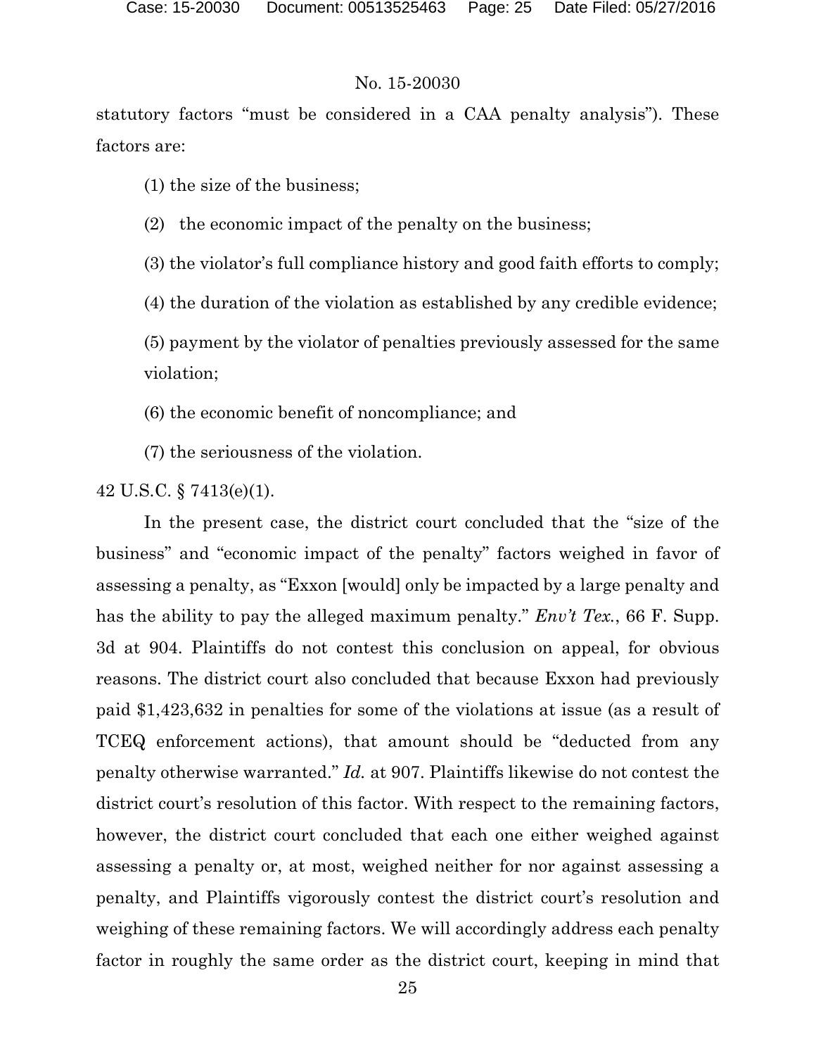statutory factors "must be considered in a CAA penalty analysis"). These factors are:

(1) the size of the business;

(2) the economic impact of the penalty on the business;

(3) the violator's full compliance history and good faith efforts to comply;

(4) the duration of the violation as established by any credible evidence;

(5) payment by the violator of penalties previously assessed for the same violation;

(6) the economic benefit of noncompliance; and

(7) the seriousness of the violation.

42 U.S.C. § 7413(e)(1).

In the present case, the district court concluded that the "size of the business" and "economic impact of the penalty" factors weighed in favor of assessing a penalty, as "Exxon [would] only be impacted by a large penalty and has the ability to pay the alleged maximum penalty." *Env't Tex.*, 66 F. Supp. 3d at 904. Plaintiffs do not contest this conclusion on appeal, for obvious reasons. The district court also concluded that because Exxon had previously paid $1,423,632 in penalties for some of the violations at issue (as a result of TCEQ enforcement actions), that amount should be "deducted from any penalty otherwise warranted." *Id.* at 907. Plaintiffs likewise do not contest the district court's resolution of this factor. With respect to the remaining factors, however, the district court concluded that each one either weighed against assessing a penalty or, at most, weighed neither for nor against assessing a penalty, and Plaintiffs vigorously contest the district court's resolution and weighing of these remaining factors. We will accordingly address each penalty factor in roughly the same order as the district court, keeping in mind that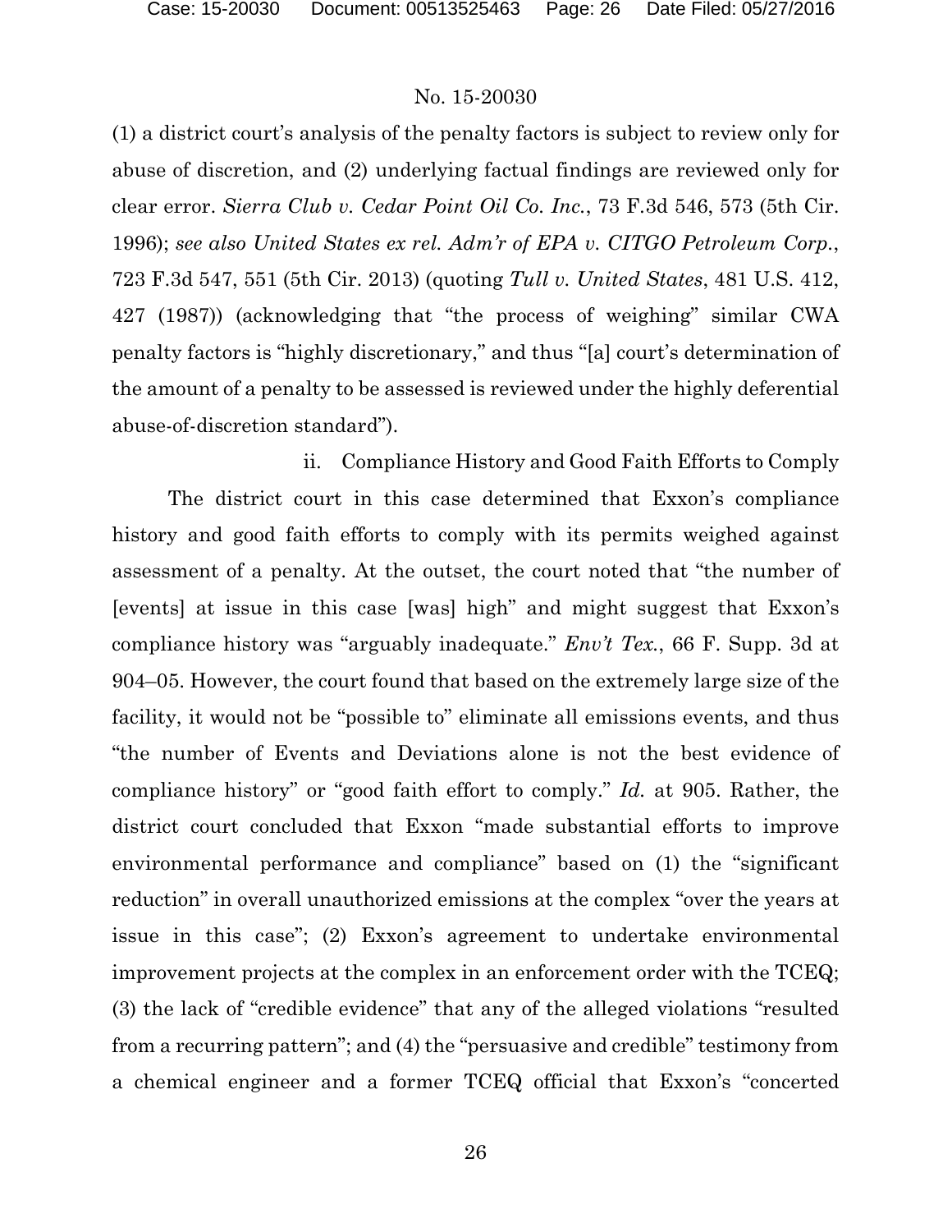(1) a district court's analysis of the penalty factors is subject to review only for abuse of discretion, and (2) underlying factual findings are reviewed only for clear error. *Sierra Club v. Cedar Point Oil Co. Inc.*, 73 F.3d 546, 573 (5th Cir. 1996); *see also United States ex rel. Adm'r of EPA v. CITGO Petroleum Corp.*, 723 F.3d 547, 551 (5th Cir. 2013) (quoting *Tull v. United States*, 481 U.S. 412, 427 (1987)) (acknowledging that "the process of weighing" similar CWA penalty factors is "highly discretionary," and thus "[a] court's determination of the amount of a penalty to be assessed is reviewed under the highly deferential abuse-of-discretion standard").

ii. Compliance History and Good Faith Efforts to Comply

The district court in this case determined that Exxon's compliance history and good faith efforts to comply with its permits weighed against assessment of a penalty. At the outset, the court noted that "the number of [events] at issue in this case [was] high" and might suggest that Exxon's compliance history was "arguably inadequate." *Env't Tex.*, 66 F. Supp. 3d at 904–05. However, the court found that based on the extremely large size of the facility, it would not be "possible to" eliminate all emissions events, and thus "the number of Events and Deviations alone is not the best evidence of compliance history" or "good faith effort to comply." *Id.* at 905. Rather, the district court concluded that Exxon "made substantial efforts to improve environmental performance and compliance" based on (1) the "significant reduction" in overall unauthorized emissions at the complex "over the years at issue in this case"; (2) Exxon's agreement to undertake environmental improvement projects at the complex in an enforcement order with the TCEQ; (3) the lack of "credible evidence" that any of the alleged violations "resulted from a recurring pattern"; and (4) the "persuasive and credible" testimony from a chemical engineer and a former TCEQ official that Exxon's "concerted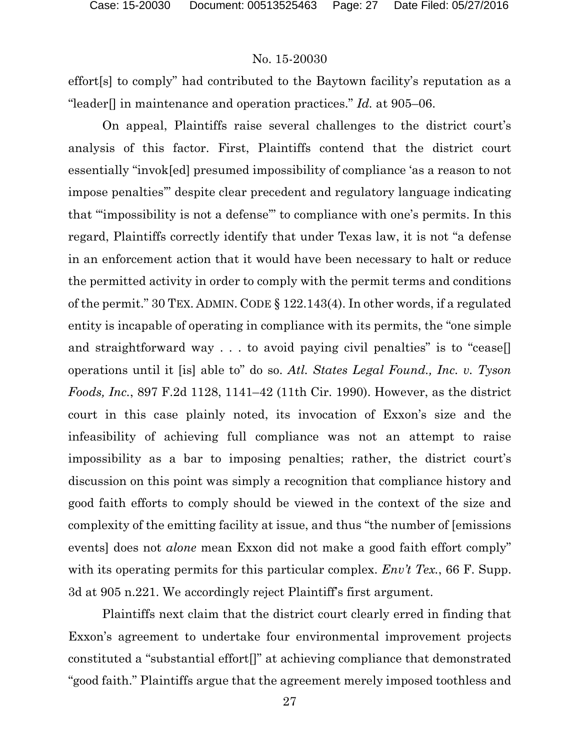effort[s] to comply" had contributed to the Baytown facility's reputation as a "leader[] in maintenance and operation practices." *Id.* at 905–06.

On appeal, Plaintiffs raise several challenges to the district court's analysis of this factor. First, Plaintiffs contend that the district court essentially "invok[ed] presumed impossibility of compliance 'as a reason to not impose penalties'" despite clear precedent and regulatory language indicating that "'impossibility is not a defense'" to compliance with one's permits. In this regard, Plaintiffs correctly identify that under Texas law, it is not "a defense in an enforcement action that it would have been necessary to halt or reduce the permitted activity in order to comply with the permit terms and conditions of the permit." 30 TEX. ADMIN. CODE § 122.143(4). In other words, if a regulated entity is incapable of operating in compliance with its permits, the "one simple and straightforward way . . . to avoid paying civil penalties" is to "cease[] operations until it [is] able to" do so. *Atl. States Legal Found., Inc. v. Tyson Foods, Inc.*, 897 F.2d 1128, 1141–42 (11th Cir. 1990). However, as the district court in this case plainly noted, its invocation of Exxon's size and the infeasibility of achieving full compliance was not an attempt to raise impossibility as a bar to imposing penalties; rather, the district court's discussion on this point was simply a recognition that compliance history and good faith efforts to comply should be viewed in the context of the size and complexity of the emitting facility at issue, and thus "the number of [emissions events] does not *alone* mean Exxon did not make a good faith effort comply" with its operating permits for this particular complex. *Env't Tex.*, 66 F. Supp. 3d at 905 n.221. We accordingly reject Plaintiff's first argument.

Plaintiffs next claim that the district court clearly erred in finding that Exxon's agreement to undertake four environmental improvement projects constituted a "substantial effort[]" at achieving compliance that demonstrated "good faith." Plaintiffs argue that the agreement merely imposed toothless and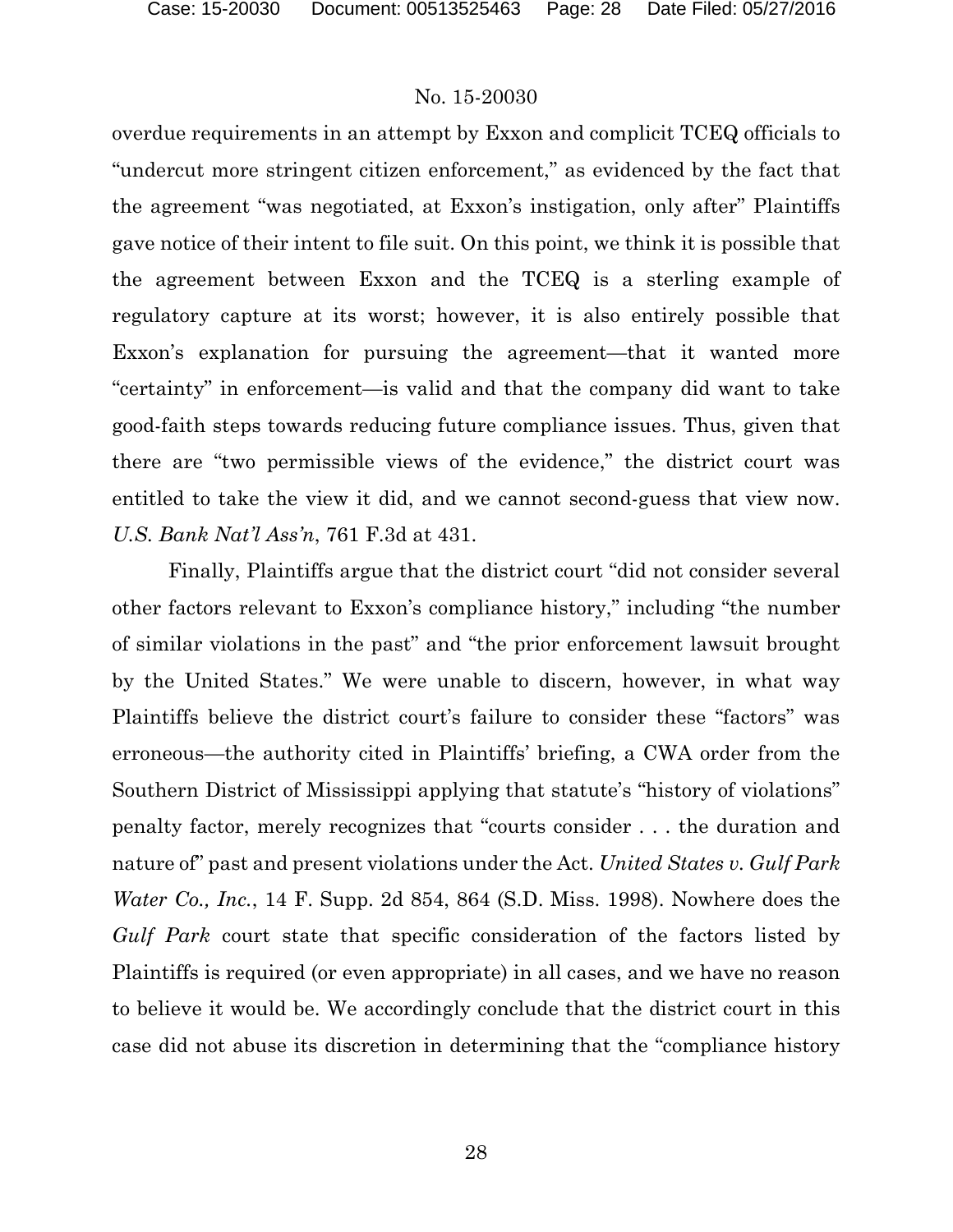overdue requirements in an attempt by Exxon and complicit TCEQ officials to "undercut more stringent citizen enforcement," as evidenced by the fact that the agreement "was negotiated, at Exxon's instigation, only after" Plaintiffs gave notice of their intent to file suit. On this point, we think it is possible that the agreement between Exxon and the TCEQ is a sterling example of regulatory capture at its worst; however, it is also entirely possible that Exxon's explanation for pursuing the agreement—that it wanted more "certainty" in enforcement—is valid and that the company did want to take good-faith steps towards reducing future compliance issues. Thus, given that there are "two permissible views of the evidence," the district court was entitled to take the view it did, and we cannot second-guess that view now. *U.S. Bank Nat'l Ass'n*, 761 F.3d at 431.

Finally, Plaintiffs argue that the district court "did not consider several other factors relevant to Exxon's compliance history," including "the number of similar violations in the past" and "the prior enforcement lawsuit brought by the United States." We were unable to discern, however, in what way Plaintiffs believe the district court's failure to consider these "factors" was erroneous—the authority cited in Plaintiffs' briefing, a CWA order from the Southern District of Mississippi applying that statute's "history of violations" penalty factor, merely recognizes that "courts consider . . . the duration and nature of" past and present violations under the Act. *United States v. Gulf Park Water Co., Inc.*, 14 F. Supp. 2d 854, 864 (S.D. Miss. 1998). Nowhere does the *Gulf Park* court state that specific consideration of the factors listed by Plaintiffs is required (or even appropriate) in all cases, and we have no reason to believe it would be. We accordingly conclude that the district court in this case did not abuse its discretion in determining that the "compliance history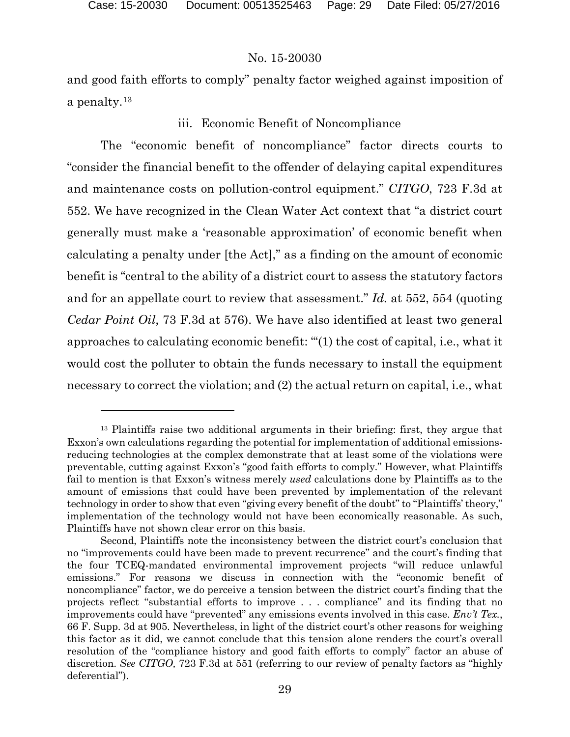and good faith efforts to comply" penalty factor weighed against imposition of a penalty.[13]

iii. Economic Benefit of Noncompliance

The "economic benefit of noncompliance" factor directs courts to "consider the financial benefit to the offender of delaying capital expenditures and maintenance costs on pollution-control equipment." *CITGO*, 723 F.3d at 552. We have recognized in the Clean Water Act context that "a district court generally must make a 'reasonable approximation' of economic benefit when calculating a penalty under [the Act]," as a finding on the amount of economic benefit is "central to the ability of a district court to assess the statutory factors and for an appellate court to review that assessment." *Id.* at 552, 554 (quoting *Cedar Point Oil*, 73 F.3d at 576). We have also identified at least two general approaches to calculating economic benefit: "'(1) the cost of capital, i.e., what it would cost the polluter to obtain the funds necessary to install the equipment necessary to correct the violation; and (2) the actual return on capital, i.e., what

---

[13] Plaintiffs raise two additional arguments in their briefing: first, they argue that Exxon's own calculations regarding the potential for implementation of additional emissions-reducing technologies at the complex demonstrate that at least some of the violations were preventable, cutting against Exxon's "good faith efforts to comply." However, what Plaintiffs fail to mention is that Exxon's witness merely *used* calculations done by Plaintiffs as to the amount of emissions that could have been prevented by implementation of the relevant technology in order to show that even "giving every benefit of the doubt" to "Plaintiffs' theory," implementation of the technology would not have been economically reasonable. As such, Plaintiffs have not shown clear error on this basis.

Second, Plaintiffs note the inconsistency between the district court's conclusion that no "improvements could have been made to prevent recurrence" and the court's finding that the four TCEQ-mandated environmental improvement projects "will reduce unlawful emissions." For reasons we discuss in connection with the "economic benefit of noncompliance" factor, we do perceive a tension between the district court's finding that the projects reflect "substantial efforts to improve . . . compliance" and its finding that no improvements could have "prevented" any emissions events involved in this case. *Env't Tex.*, 66 F. Supp. 3d at 905. Nevertheless, in light of the district court's other reasons for weighing this factor as it did, we cannot conclude that this tension alone renders the court's overall resolution of the "compliance history and good faith efforts to comply" factor an abuse of discretion. *See CITGO,* 723 F.3d at 551 (referring to our review of penalty factors as "highly deferential").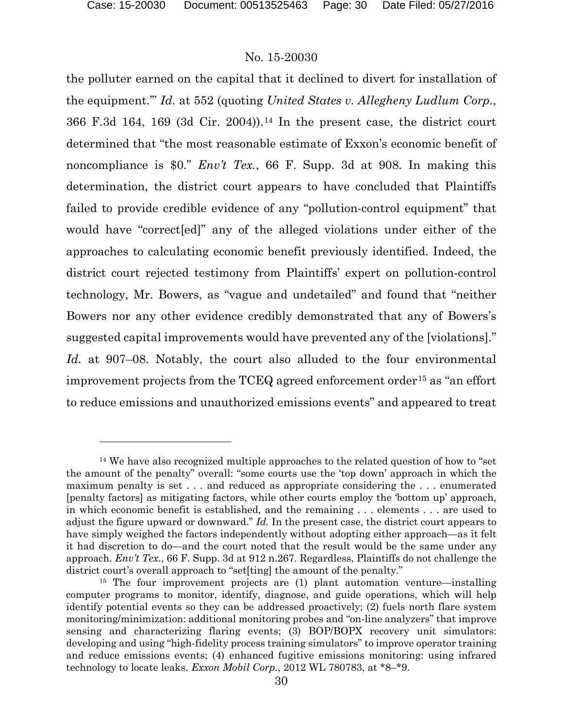the polluter earned on the capital that it declined to divert for installation of the equipment.'" *Id.* at 552 (quoting *United States v. Allegheny Ludlum Corp.*, 366 F.3d 164, 169 (3d Cir. 2004)).[14] In the present case, the district court determined that "the most reasonable estimate of Exxon's economic benefit of noncompliance is $0." *Env't Tex.*, 66 F. Supp. 3d at 908. In making this determination, the district court appears to have concluded that Plaintiffs failed to provide credible evidence of any "pollution-control equipment" that would have "correct[ed]" any of the alleged violations under either of the approaches to calculating economic benefit previously identified. Indeed, the district court rejected testimony from Plaintiffs' expert on pollution-control technology, Mr. Bowers, as "vague and undetailed" and found that "neither Bowers nor any other evidence credibly demonstrated that any of Bowers's suggested capital improvements would have prevented any of the [violations]." *Id.* at 907–08. Notably, the court also alluded to the four environmental improvement projects from the TCEQ agreed enforcement order[15] as "an effort to reduce emissions and unauthorized emissions events" and appeared to treat

---

[14] We have also recognized multiple approaches to the related question of how to "set the amount of the penalty" overall: "some courts use the 'top down' approach in which the maximum penalty is set . . . and reduced as appropriate considering the . . . enumerated [penalty factors] as mitigating factors, while other courts employ the 'bottom up' approach, in which economic benefit is established, and the remaining . . . elements . . . are used to adjust the figure upward or downward." *Id.* In the present case, the district court appears to have simply weighed the factors independently without adopting either approach—as it felt it had discretion to do—and the court noted that the result would be the same under any approach. *Env't Tex.*, 66 F. Supp. 3d at 912 n.267. Regardless, Plaintiffs do not challenge the district court's overall approach to "set[ting] the amount of the penalty."

[15] The four improvement projects are (1) plant automation venture—installing computer programs to monitor, identify, diagnose, and guide operations, which will help identify potential events so they can be addressed proactively; (2) fuels north flare system monitoring/minimization: additional monitoring probes and "on-line analyzers" that improve sensing and characterizing flaring events; (3) BOP/BOPX recovery unit simulators: developing and using "high-fidelity process training simulators" to improve operator training and reduce emissions events; (4) enhanced fugitive emissions monitoring: using infrared technology to locate leaks. *Exxon Mobil Corp.*, 2012 WL 780783, at *8–*9.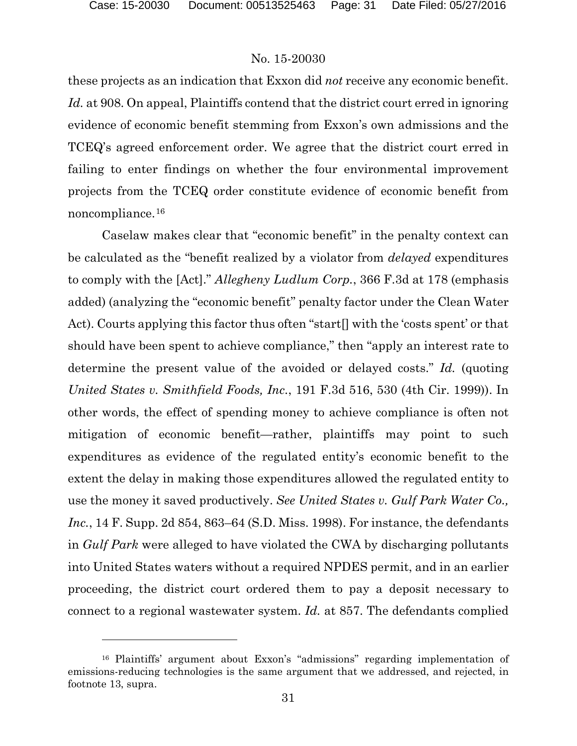these projects as an indication that Exxon did *not* receive any economic benefit. *Id.* at 908. On appeal, Plaintiffs contend that the district court erred in ignoring evidence of economic benefit stemming from Exxon's own admissions and the TCEQ's agreed enforcement order. We agree that the district court erred in failing to enter findings on whether the four environmental improvement projects from the TCEQ order constitute evidence of economic benefit from noncompliance.[16]

Caselaw makes clear that "economic benefit" in the penalty context can be calculated as the "benefit realized by a violator from *delayed* expenditures to comply with the [Act]." *Allegheny Ludlum Corp.*, 366 F.3d at 178 (emphasis added) (analyzing the "economic benefit" penalty factor under the Clean Water Act). Courts applying this factor thus often "start[] with the 'costs spent' or that should have been spent to achieve compliance," then "apply an interest rate to determine the present value of the avoided or delayed costs." *Id.* (quoting *United States v. Smithfield Foods, Inc.*, 191 F.3d 516, 530 (4th Cir. 1999)). In other words, the effect of spending money to achieve compliance is often not mitigation of economic benefit—rather, plaintiffs may point to such expenditures as evidence of the regulated entity's economic benefit to the extent the delay in making those expenditures allowed the regulated entity to use the money it saved productively. *See United States v. Gulf Park Water Co., Inc.*, 14 F. Supp. 2d 854, 863–64 (S.D. Miss. 1998). For instance, the defendants in *Gulf Park* were alleged to have violated the CWA by discharging pollutants into United States waters without a required NPDES permit, and in an earlier proceeding, the district court ordered them to pay a deposit necessary to connect to a regional wastewater system. *Id.* at 857. The defendants complied

[16] Plaintiffs' argument about Exxon's "admissions" regarding implementation of emissions-reducing technologies is the same argument that we addressed, and rejected, in footnote 13, supra.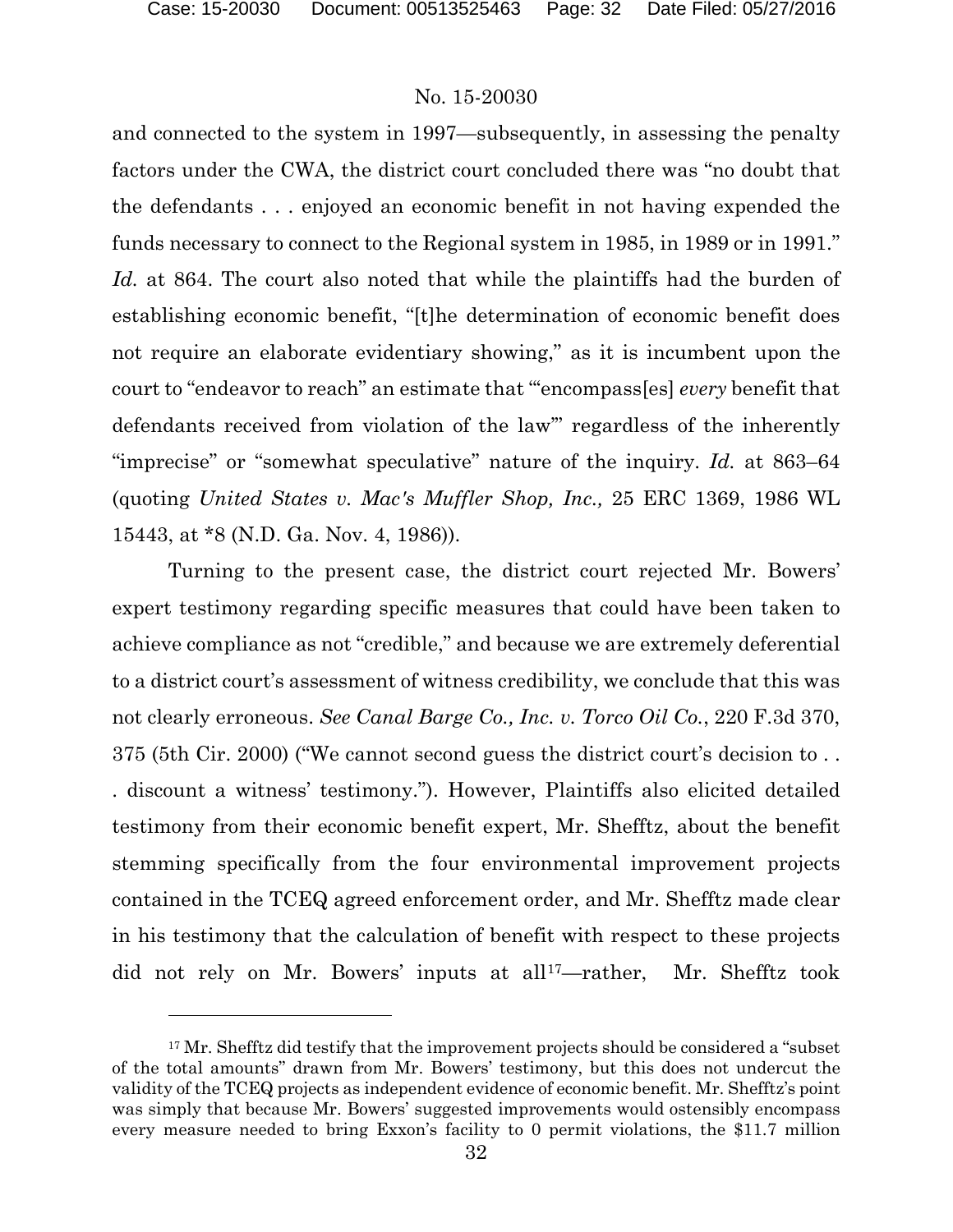and connected to the system in 1997—subsequently, in assessing the penalty factors under the CWA, the district court concluded there was "no doubt that the defendants . . . enjoyed an economic benefit in not having expended the funds necessary to connect to the Regional system in 1985, in 1989 or in 1991." *Id.* at 864. The court also noted that while the plaintiffs had the burden of establishing economic benefit, "[t]he determination of economic benefit does not require an elaborate evidentiary showing," as it is incumbent upon the court to "endeavor to reach" an estimate that "'encompass[es] *every* benefit that defendants received from violation of the law'" regardless of the inherently "imprecise" or "somewhat speculative" nature of the inquiry. *Id.* at 863–64 (quoting *United States v. Mac's Muffler Shop, Inc.,* 25 ERC 1369, 1986 WL 15443, at *8 (N.D. Ga. Nov. 4, 1986)).

Turning to the present case, the district court rejected Mr. Bowers' expert testimony regarding specific measures that could have been taken to achieve compliance as not "credible," and because we are extremely deferential to a district court's assessment of witness credibility, we conclude that this was not clearly erroneous. *See Canal Barge Co., Inc. v. Torco Oil Co.*, 220 F.3d 370, 375 (5th Cir. 2000) ("We cannot second guess the district court's decision to . . . discount a witness' testimony."). However, Plaintiffs also elicited detailed testimony from their economic benefit expert, Mr. Shefftz, about the benefit stemming specifically from the four environmental improvement projects contained in the TCEQ agreed enforcement order, and Mr. Shefftz made clear in his testimony that the calculation of benefit with respect to these projects did not rely on Mr. Bowers' inputs at all[17]—rather, Mr. Shefftz took

[17] Mr. Shefftz did testify that the improvement projects should be considered a "subset of the total amounts" drawn from Mr. Bowers' testimony, but this does not undercut the validity of the TCEQ projects as independent evidence of economic benefit. Mr. Shefftz's point was simply that because Mr. Bowers' suggested improvements would ostensibly encompass every measure needed to bring Exxon's facility to 0 permit violations, the $11.7 million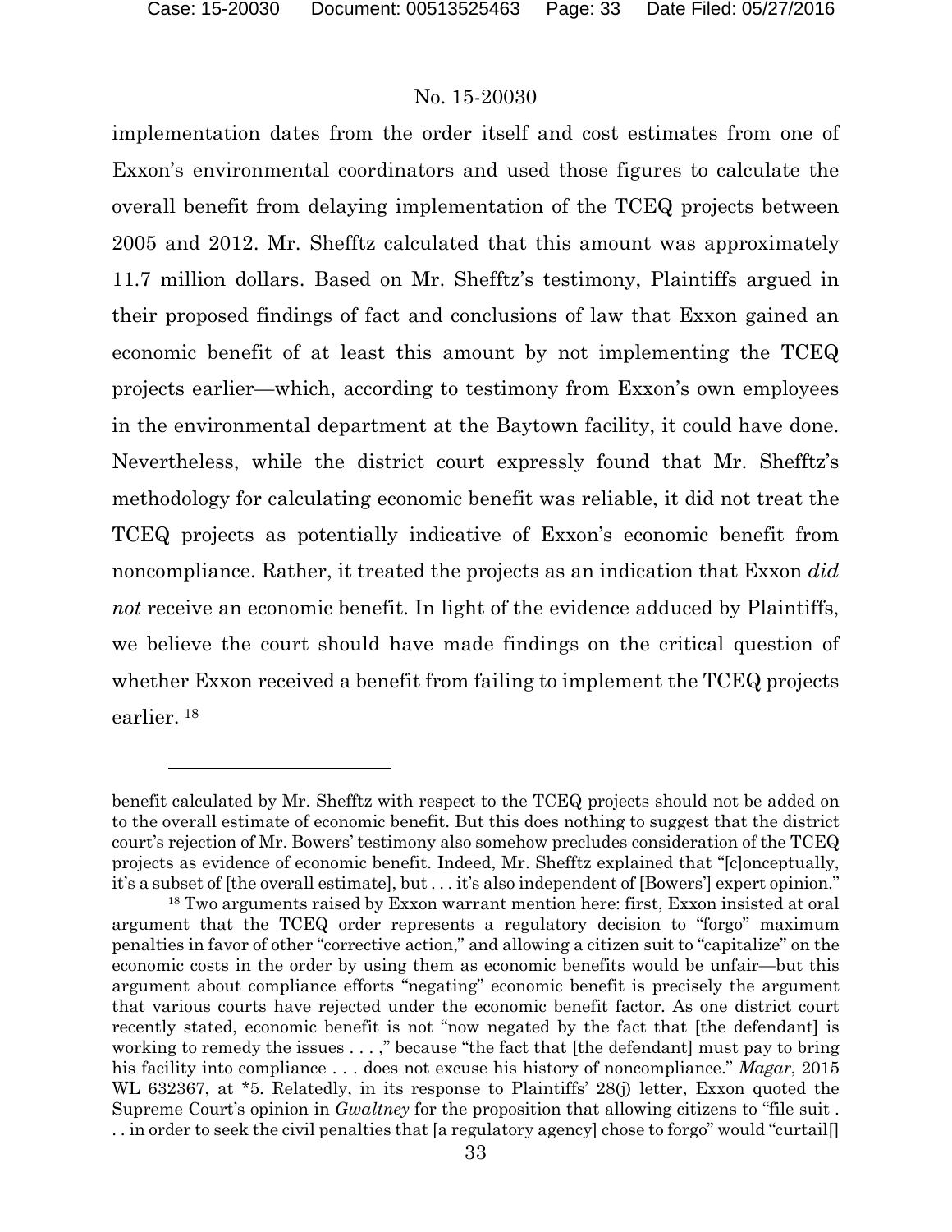implementation dates from the order itself and cost estimates from one of Exxon's environmental coordinators and used those figures to calculate the overall benefit from delaying implementation of the TCEQ projects between 2005 and 2012. Mr. Shefftz calculated that this amount was approximately 11.7 million dollars. Based on Mr. Shefftz's testimony, Plaintiffs argued in their proposed findings of fact and conclusions of law that Exxon gained an economic benefit of at least this amount by not implementing the TCEQ projects earlier—which, according to testimony from Exxon's own employees in the environmental department at the Baytown facility, it could have done. Nevertheless, while the district court expressly found that Mr. Shefftz's methodology for calculating economic benefit was reliable, it did not treat the TCEQ projects as potentially indicative of Exxon's economic benefit from noncompliance. Rather, it treated the projects as an indication that Exxon *did not* receive an economic benefit. In light of the evidence adduced by Plaintiffs, we believe the court should have made findings on the critical question of whether Exxon received a benefit from failing to implement the TCEQ projects earlier. [18]

---

benefit calculated by Mr. Shefftz with respect to the TCEQ projects should not be added on to the overall estimate of economic benefit. But this does nothing to suggest that the district court's rejection of Mr. Bowers' testimony also somehow precludes consideration of the TCEQ projects as evidence of economic benefit. Indeed, Mr. Shefftz explained that "[c]onceptually, it's a subset of [the overall estimate], but . . . it's also independent of [Bowers'] expert opinion."

[18] Two arguments raised by Exxon warrant mention here: first, Exxon insisted at oral argument that the TCEQ order represents a regulatory decision to "forgo" maximum penalties in favor of other "corrective action," and allowing a citizen suit to "capitalize" on the economic costs in the order by using them as economic benefits would be unfair—but this argument about compliance efforts "negating" economic benefit is precisely the argument that various courts have rejected under the economic benefit factor. As one district court recently stated, economic benefit is not "now negated by the fact that [the defendant] is working to remedy the issues . . . ," because "the fact that [the defendant] must pay to bring his facility into compliance . . . does not excuse his history of noncompliance." *Magar*, 2015 WL 632367, at *5. Relatedly, in its response to Plaintiffs' 28(j) letter, Exxon quoted the Supreme Court's opinion in *Gwaltney* for the proposition that allowing citizens to "file suit . . . in order to seek the civil penalties that [a regulatory agency] chose to forgo" would "curtail[]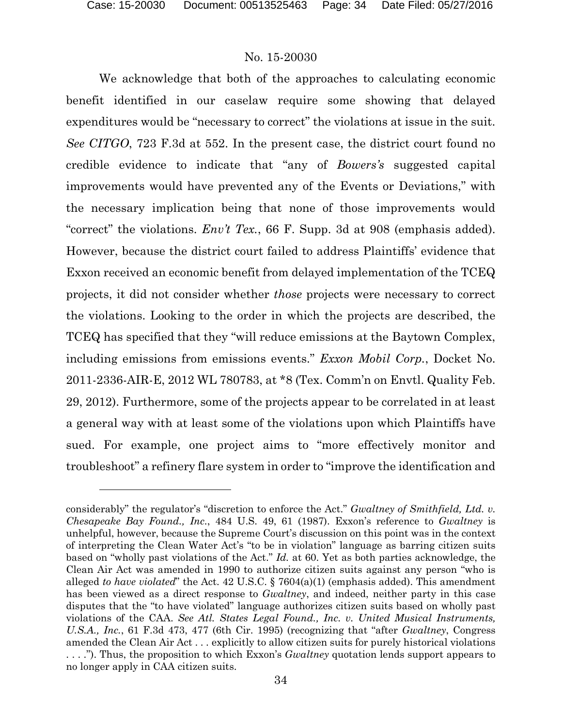We acknowledge that both of the approaches to calculating economic benefit identified in our caselaw require some showing that delayed expenditures would be "necessary to correct" the violations at issue in the suit. *See CITGO*, 723 F.3d at 552. In the present case, the district court found no credible evidence to indicate that "any of *Bowers's* suggested capital improvements would have prevented any of the Events or Deviations," with the necessary implication being that none of those improvements would "correct" the violations. *Env't Tex.*, 66 F. Supp. 3d at 908 (emphasis added). However, because the district court failed to address Plaintiffs' evidence that Exxon received an economic benefit from delayed implementation of the TCEQ projects, it did not consider whether *those* projects were necessary to correct the violations. Looking to the order in which the projects are described, the TCEQ has specified that they "will reduce emissions at the Baytown Complex, including emissions from emissions events." *Exxon Mobil Corp.*, Docket No. 2011-2336-AIR-E, 2012 WL 780783, at *8 (Tex. Comm'n on Envtl. Quality Feb. 29, 2012). Furthermore, some of the projects appear to be correlated in at least a general way with at least some of the violations upon which Plaintiffs have sued. For example, one project aims to "more effectively monitor and troubleshoot" a refinery flare system in order to "improve the identification and

---

considerably" the regulator's "discretion to enforce the Act." *Gwaltney of Smithfield, Ltd. v. Chesapeake Bay Found., Inc.*, 484 U.S. 49, 61 (1987). Exxon's reference to *Gwaltney* is unhelpful, however, because the Supreme Court's discussion on this point was in the context of interpreting the Clean Water Act's "to be in violation" language as barring citizen suits based on "wholly past violations of the Act." *Id.* at 60. Yet as both parties acknowledge, the Clean Air Act was amended in 1990 to authorize citizen suits against any person "who is alleged *to have violated*" the Act. 42 U.S.C. § 7604(a)(1) (emphasis added). This amendment has been viewed as a direct response to *Gwaltney*, and indeed, neither party in this case disputes that the "to have violated" language authorizes citizen suits based on wholly past violations of the CAA. *See Atl. States Legal Found., Inc. v. United Musical Instruments, U.S.A., Inc.*, 61 F.3d 473, 477 (6th Cir. 1995) (recognizing that "after *Gwaltney*, Congress amended the Clean Air Act . . . explicitly to allow citizen suits for purely historical violations . . . ."). Thus, the proposition to which Exxon's *Gwaltney* quotation lends support appears to no longer apply in CAA citizen suits.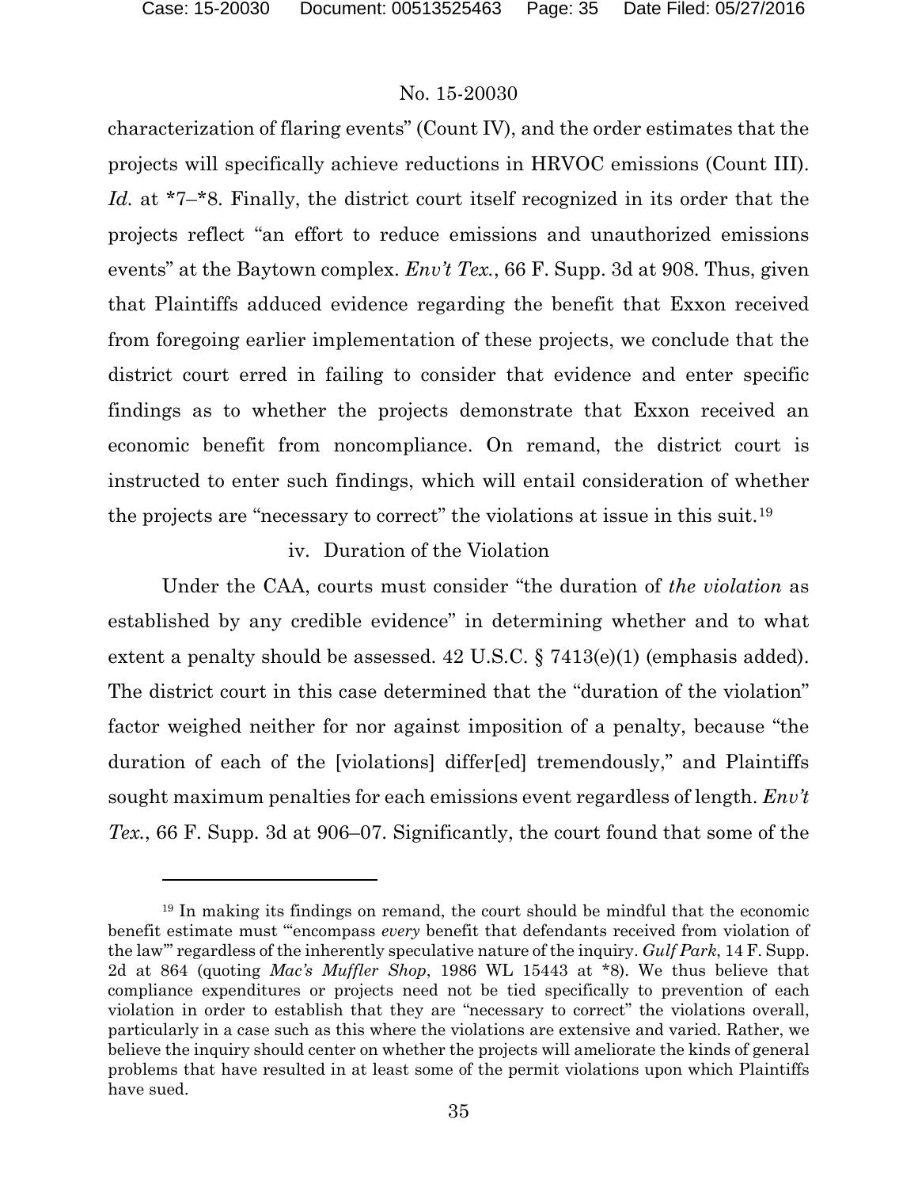characterization of flaring events" (Count IV), and the order estimates that the projects will specifically achieve reductions in HRVOC emissions (Count III). *Id.* at *7–*8. Finally, the district court itself recognized in its order that the projects reflect "an effort to reduce emissions and unauthorized emissions events" at the Baytown complex. *Env't Tex.*, 66 F. Supp. 3d at 908. Thus, given that Plaintiffs adduced evidence regarding the benefit that Exxon received from foregoing earlier implementation of these projects, we conclude that the district court erred in failing to consider that evidence and enter specific findings as to whether the projects demonstrate that Exxon received an economic benefit from noncompliance. On remand, the district court is instructed to enter such findings, which will entail consideration of whether the projects are "necessary to correct" the violations at issue in this suit.[19]

iv. Duration of the Violation

Under the CAA, courts must consider "the duration of *the violation* as established by any credible evidence" in determining whether and to what extent a penalty should be assessed. 42 U.S.C. § 7413(e)(1) (emphasis added). The district court in this case determined that the "duration of the violation" factor weighed neither for nor against imposition of a penalty, because "the duration of each of the [violations] differ[ed] tremendously," and Plaintiffs sought maximum penalties for each emissions event regardless of length. *Env't Tex.*, 66 F. Supp. 3d at 906–07. Significantly, the court found that some of the

---

[19] In making its findings on remand, the court should be mindful that the economic benefit estimate must "'encompass *every* benefit that defendants received from violation of the law'" regardless of the inherently speculative nature of the inquiry. *Gulf Park*, 14 F. Supp. 2d at 864 (quoting *Mac's Muffler Shop*, 1986 WL 15443 at *8). We thus believe that compliance expenditures or projects need not be tied specifically to prevention of each violation in order to establish that they are "necessary to correct" the violations overall, particularly in a case such as this where the violations are extensive and varied. Rather, we believe the inquiry should center on whether the projects will ameliorate the kinds of general problems that have resulted in at least some of the permit violations upon which Plaintiffs have sued.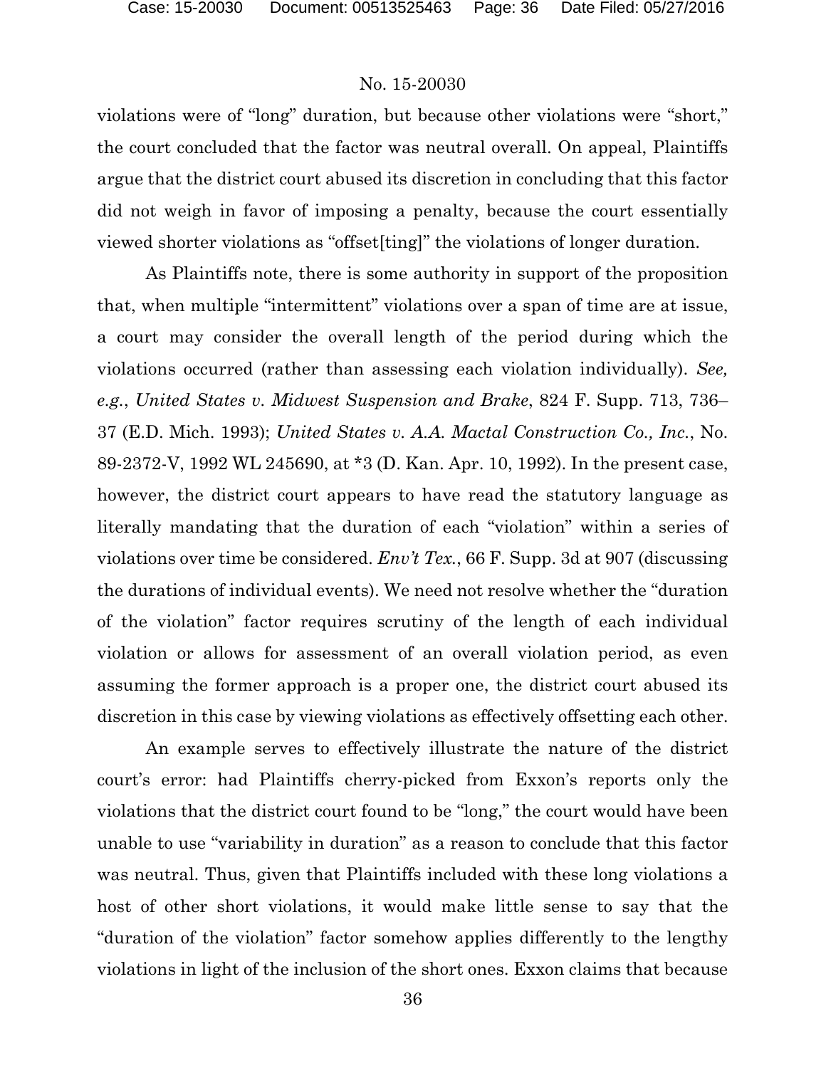violations were of "long" duration, but because other violations were "short," the court concluded that the factor was neutral overall. On appeal, Plaintiffs argue that the district court abused its discretion in concluding that this factor did not weigh in favor of imposing a penalty, because the court essentially viewed shorter violations as "offset[ting]" the violations of longer duration.

As Plaintiffs note, there is some authority in support of the proposition that, when multiple "intermittent" violations over a span of time are at issue, a court may consider the overall length of the period during which the violations occurred (rather than assessing each violation individually). *See, e.g.*, *United States v. Midwest Suspension and Brake*, 824 F. Supp. 713, 736–37 (E.D. Mich. 1993); *United States v. A.A. Mactal Construction Co., Inc.*, No. 89-2372-V, 1992 WL 245690, at *3 (D. Kan. Apr. 10, 1992). In the present case, however, the district court appears to have read the statutory language as literally mandating that the duration of each "violation" within a series of violations over time be considered. *Env't Tex.*, 66 F. Supp. 3d at 907 (discussing the durations of individual events). We need not resolve whether the "duration of the violation" factor requires scrutiny of the length of each individual violation or allows for assessment of an overall violation period, as even assuming the former approach is a proper one, the district court abused its discretion in this case by viewing violations as effectively offsetting each other.

An example serves to effectively illustrate the nature of the district court's error: had Plaintiffs cherry-picked from Exxon's reports only the violations that the district court found to be "long," the court would have been unable to use "variability in duration" as a reason to conclude that this factor was neutral. Thus, given that Plaintiffs included with these long violations a host of other short violations, it would make little sense to say that the "duration of the violation" factor somehow applies differently to the lengthy violations in light of the inclusion of the short ones. Exxon claims that because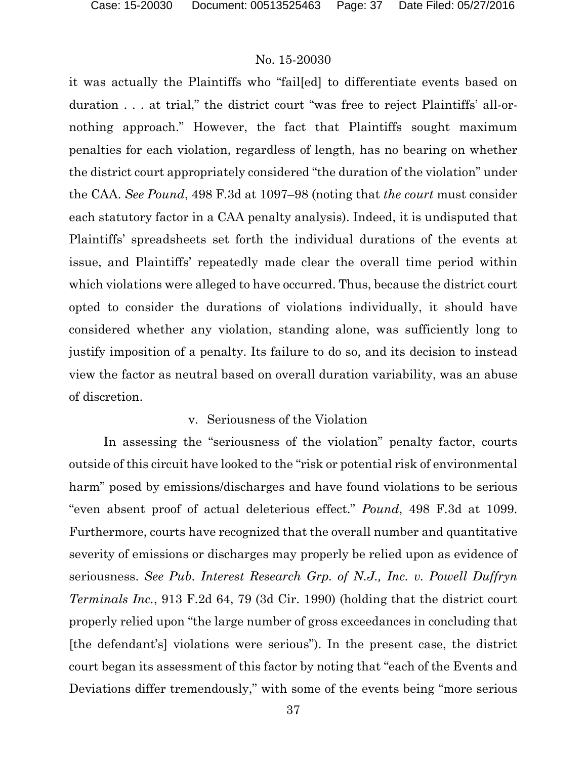it was actually the Plaintiffs who "fail[ed] to differentiate events based on duration . . . at trial," the district court "was free to reject Plaintiffs' all-or-nothing approach." However, the fact that Plaintiffs sought maximum penalties for each violation, regardless of length, has no bearing on whether the district court appropriately considered "the duration of the violation" under the CAA. *See Pound*, 498 F.3d at 1097–98 (noting that *the court* must consider each statutory factor in a CAA penalty analysis). Indeed, it is undisputed that Plaintiffs' spreadsheets set forth the individual durations of the events at issue, and Plaintiffs' repeatedly made clear the overall time period within which violations were alleged to have occurred. Thus, because the district court opted to consider the durations of violations individually, it should have considered whether any violation, standing alone, was sufficiently long to justify imposition of a penalty. Its failure to do so, and its decision to instead view the factor as neutral based on overall duration variability, was an abuse of discretion.

v. Seriousness of the Violation

In assessing the "seriousness of the violation" penalty factor, courts outside of this circuit have looked to the "risk or potential risk of environmental harm" posed by emissions/discharges and have found violations to be serious "even absent proof of actual deleterious effect." *Pound*, 498 F.3d at 1099. Furthermore, courts have recognized that the overall number and quantitative severity of emissions or discharges may properly be relied upon as evidence of seriousness. *See Pub. Interest Research Grp. of N.J., Inc. v. Powell Duffryn Terminals Inc.*, 913 F.2d 64, 79 (3d Cir. 1990) (holding that the district court properly relied upon "the large number of gross exceedances in concluding that [the defendant's] violations were serious"). In the present case, the district court began its assessment of this factor by noting that "each of the Events and Deviations differ tremendously," with some of the events being "more serious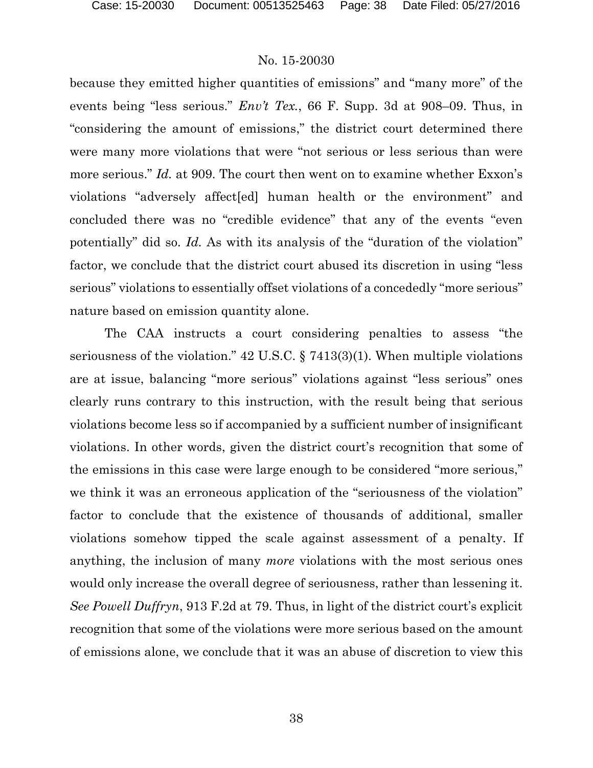because they emitted higher quantities of emissions" and "many more" of the events being "less serious." *Env't Tex.*, 66 F. Supp. 3d at 908–09. Thus, in "considering the amount of emissions," the district court determined there were many more violations that were "not serious or less serious than were more serious." *Id.* at 909. The court then went on to examine whether Exxon's violations "adversely affect[ed] human health or the environment" and concluded there was no "credible evidence" that any of the events "even potentially" did so. *Id.* As with its analysis of the "duration of the violation" factor, we conclude that the district court abused its discretion in using "less serious" violations to essentially offset violations of a concededly "more serious" nature based on emission quantity alone.

The CAA instructs a court considering penalties to assess "the seriousness of the violation." 42 U.S.C. § 7413(3)(1). When multiple violations are at issue, balancing "more serious" violations against "less serious" ones clearly runs contrary to this instruction, with the result being that serious violations become less so if accompanied by a sufficient number of insignificant violations. In other words, given the district court's recognition that some of the emissions in this case were large enough to be considered "more serious," we think it was an erroneous application of the "seriousness of the violation" factor to conclude that the existence of thousands of additional, smaller violations somehow tipped the scale against assessment of a penalty. If anything, the inclusion of many *more* violations with the most serious ones would only increase the overall degree of seriousness, rather than lessening it. *See Powell Duffryn*, 913 F.2d at 79. Thus, in light of the district court's explicit recognition that some of the violations were more serious based on the amount of emissions alone, we conclude that it was an abuse of discretion to view this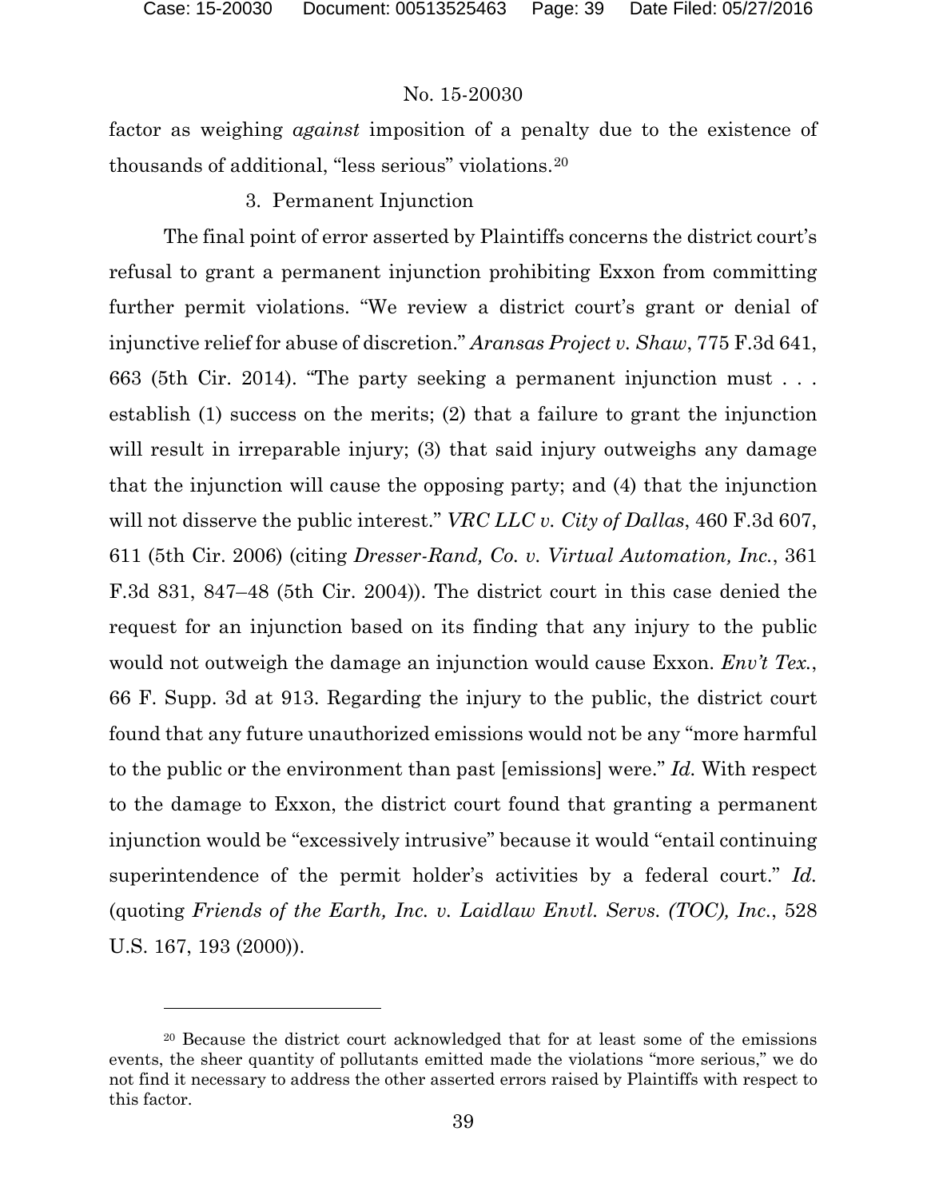factor as weighing *against* imposition of a penalty due to the existence of thousands of additional, "less serious" violations.[20]

### 3. Permanent Injunction

The final point of error asserted by Plaintiffs concerns the district court's refusal to grant a permanent injunction prohibiting Exxon from committing further permit violations. "We review a district court's grant or denial of injunctive relief for abuse of discretion." *Aransas Project v. Shaw*, 775 F.3d 641, 663 (5th Cir. 2014). "The party seeking a permanent injunction must . . . establish (1) success on the merits; (2) that a failure to grant the injunction will result in irreparable injury; (3) that said injury outweighs any damage that the injunction will cause the opposing party; and (4) that the injunction will not disserve the public interest." *VRC LLC v. City of Dallas*, 460 F.3d 607, 611 (5th Cir. 2006) (citing *Dresser-Rand, Co. v. Virtual Automation, Inc.*, 361 F.3d 831, 847–48 (5th Cir. 2004)). The district court in this case denied the request for an injunction based on its finding that any injury to the public would not outweigh the damage an injunction would cause Exxon. *Env't Tex.*, 66 F. Supp. 3d at 913. Regarding the injury to the public, the district court found that any future unauthorized emissions would not be any "more harmful to the public or the environment than past [emissions] were." *Id.* With respect to the damage to Exxon, the district court found that granting a permanent injunction would be "excessively intrusive" because it would "entail continuing superintendence of the permit holder's activities by a federal court." *Id.* (quoting *Friends of the Earth, Inc. v. Laidlaw Envtl. Servs. (TOC), Inc.*, 528 U.S. 167, 193 (2000)).

---

[20] Because the district court acknowledged that for at least some of the emissions events, the sheer quantity of pollutants emitted made the violations "more serious," we do not find it necessary to address the other asserted errors raised by Plaintiffs with respect to this factor.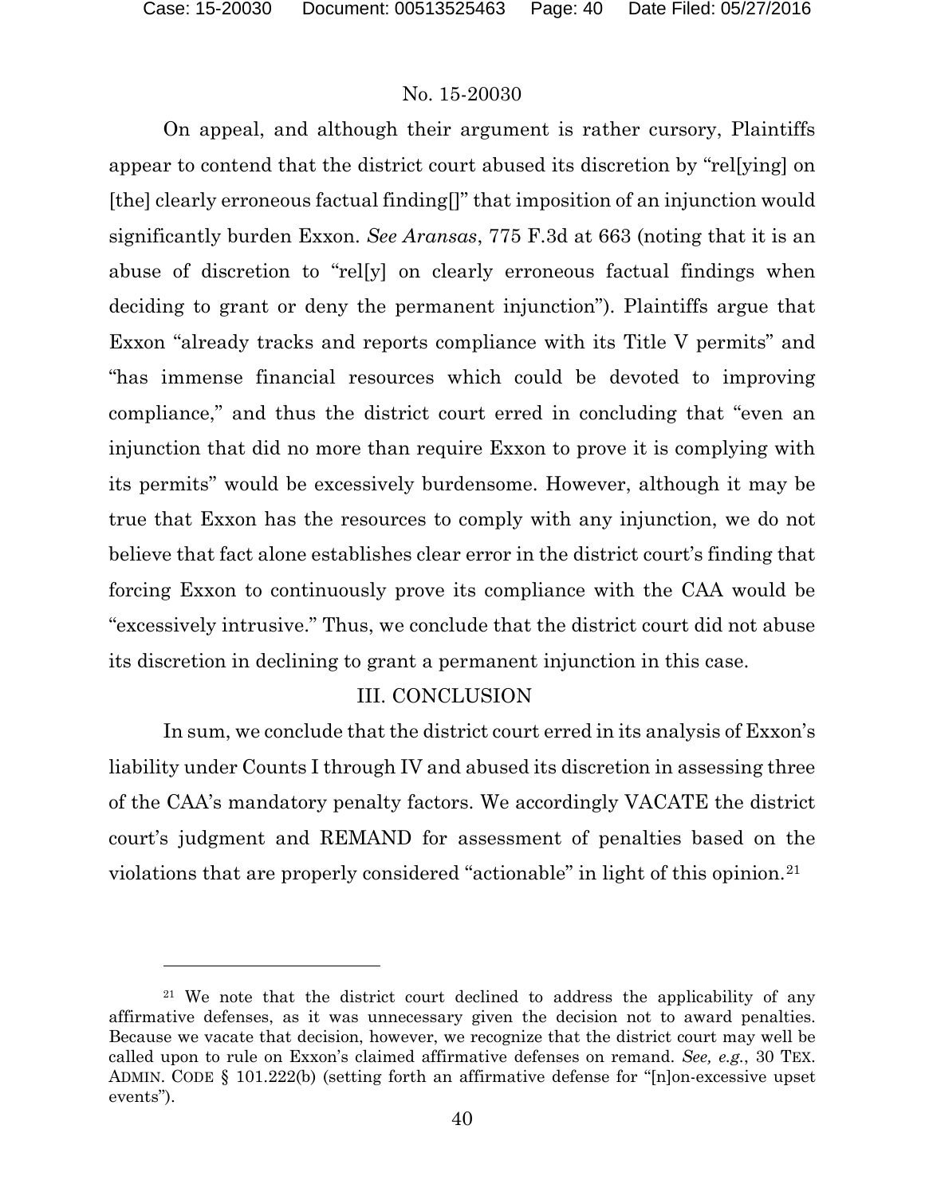On appeal, and although their argument is rather cursory, Plaintiffs appear to contend that the district court abused its discretion by "rel[ying] on [the] clearly erroneous factual finding[]" that imposition of an injunction would significantly burden Exxon. *See Aransas*, 775 F.3d at 663 (noting that it is an abuse of discretion to "rel[y] on clearly erroneous factual findings when deciding to grant or deny the permanent injunction"). Plaintiffs argue that Exxon "already tracks and reports compliance with its Title V permits" and "has immense financial resources which could be devoted to improving compliance," and thus the district court erred in concluding that "even an injunction that did no more than require Exxon to prove it is complying with its permits" would be excessively burdensome. However, although it may be true that Exxon has the resources to comply with any injunction, we do not believe that fact alone establishes clear error in the district court's finding that forcing Exxon to continuously prove its compliance with the CAA would be "excessively intrusive." Thus, we conclude that the district court did not abuse its discretion in declining to grant a permanent injunction in this case.

## III. CONCLUSION

In sum, we conclude that the district court erred in its analysis of Exxon's liability under Counts I through IV and abused its discretion in assessing three of the CAA's mandatory penalty factors. We accordingly VACATE the district court's judgment and REMAND for assessment of penalties based on the violations that are properly considered "actionable" in light of this opinion.[21]

---

[21] We note that the district court declined to address the applicability of any affirmative defenses, as it was unnecessary given the decision not to award penalties. Because we vacate that decision, however, we recognize that the district court may well be called upon to rule on Exxon's claimed affirmative defenses on remand. *See, e.g.*, 30 TEX. ADMIN. CODE § 101.222(b) (setting forth an affirmative defense for "[n]on-excessive upset events").